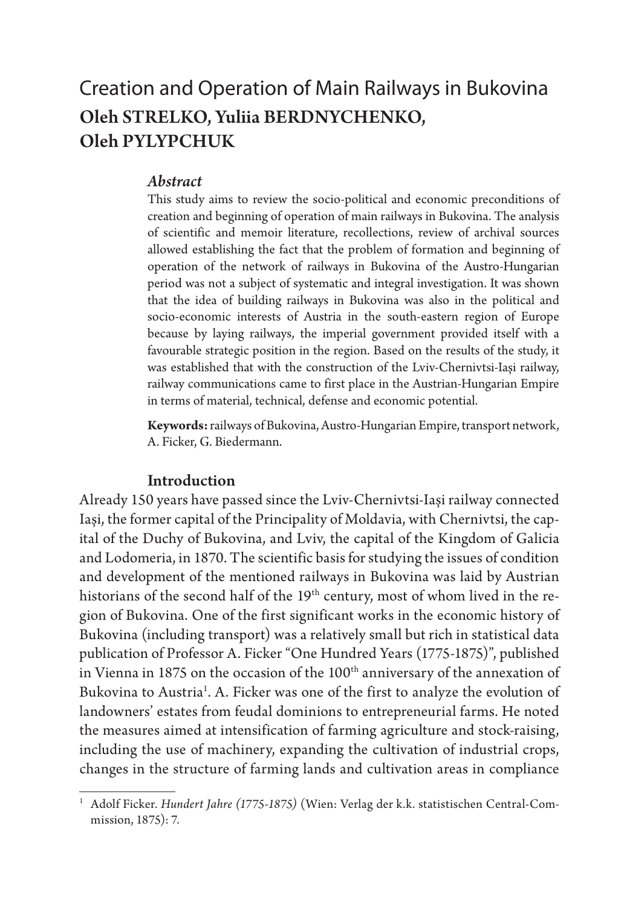# Creation and Operation of Main Railways in Bukovina

**Oleh STRELKO, Yuliia BERDNYCHENKO, Oleh PYLYPCHUK**

### *Abstract*

This study aims to review the socio-political and economic preconditions of creation and beginning of operation of main railways in Bukovina. The analysis of scientific and memoir literature, recollections, review of archival sources allowed establishing the fact that the problem of formation and beginning of operation of the network of railways in Bukovina of the Austro-Hungarian period was not a subject of systematic and integral investigation. It was shown that the idea of building railways in Bukovina was also in the political and socio-economic interests of Austria in the south-eastern region of Europe because by laying railways, the imperial government provided itself with a favourable strategic position in the region. Based on the results of the study, it was established that with the construction of the Lviv-Chernivtsi-Iași railway, railway communications came to first place in the Austrian-Hungarian Empire in terms of material, technical, defense and economic potential.

**Keywords:** railways of Bukovina, Austro-Hungarian Empire, transport network, A. Ficker, G. Biedermann.

## Introduction

Already 150 years have passed since the Lviv-Chernivtsi-Iași railway connected Iași, the former capital of the Principality of Moldavia, with Chernivtsi, the capital of the Duchy of Bukovina, and Lviv, the capital of the Kingdom of Galicia and Lodomeria, in 1870. The scientific basis for studying the issues of condition and development of the mentioned railways in Bukovina was laid by Austrian historians of the second half of the 19th century, most of whom lived in the region of Bukovina. One of the first significant works in the economic history of Bukovina (including transport) was a relatively small but rich in statistical data publication of Professor A. Ficker "One Hundred Years (1775-1875)", published in Vienna in 1875 on the occasion of the 100th anniversary of the annexation of Bukovina to Austria[1]. A. Ficker was one of the first to analyze the evolution of landowners' estates from feudal dominions to entrepreneurial farms. He noted the measures aimed at intensification of farming agriculture and stock-raising, including the use of machinery, expanding the cultivation of industrial crops, changes in the structure of farming lands and cultivation areas in compliance

---

[1] Adolf Ficker. *Hundert Jahre (1775-1875)* (Wien: Verlag der k.k. statistischen Central-Commission, 1875): 7.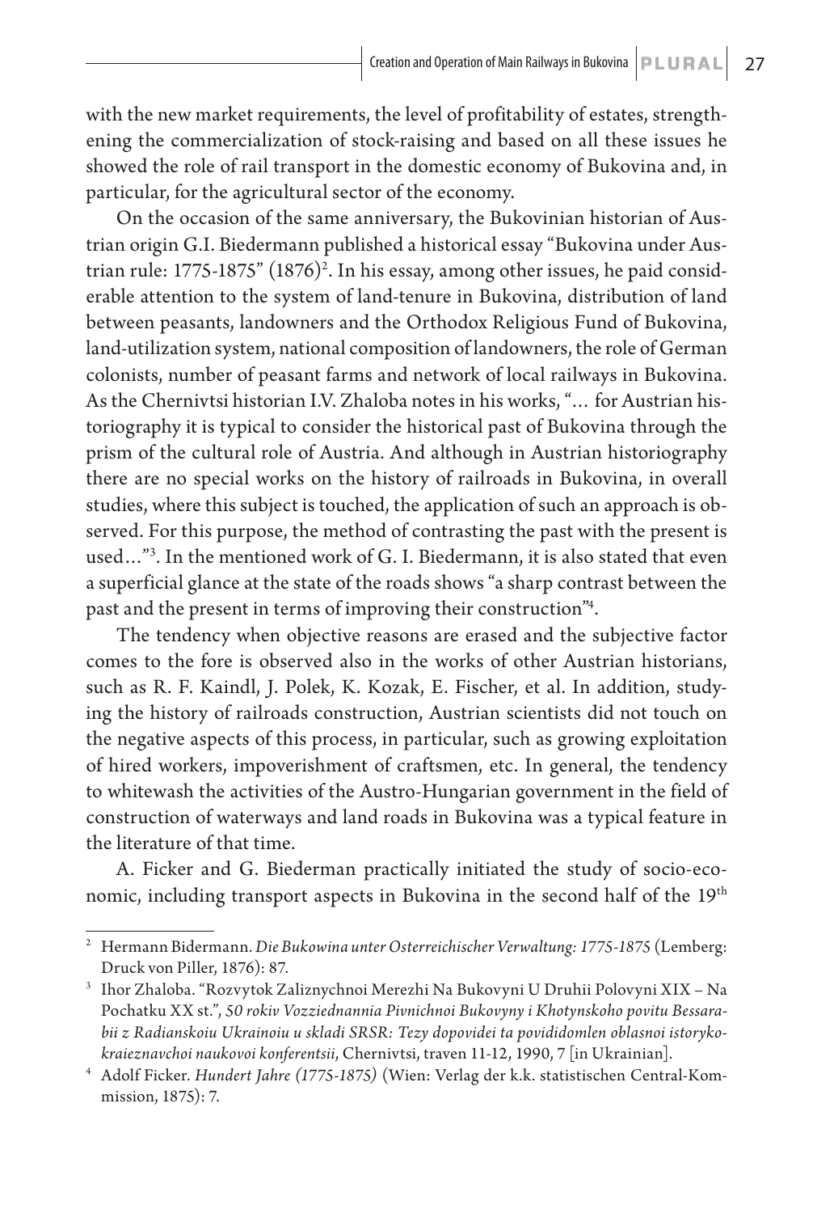with the new market requirements, the level of profitability of estates, strengthening the commercialization of stock-raising and based on all these issues he showed the role of rail transport in the domestic economy of Bukovina and, in particular, for the agricultural sector of the economy.

On the occasion of the same anniversary, the Bukovinian historian of Austrian origin G.I. Biedermann published a historical essay "Bukovina under Austrian rule: 1775-1875" (1876)[2]. In his essay, among other issues, he paid considerable attention to the system of land-tenure in Bukovina, distribution of land between peasants, landowners and the Orthodox Religious Fund of Bukovina, land-utilization system, national composition of landowners, the role of German colonists, number of peasant farms and network of local railways in Bukovina. As the Chernivtsi historian I.V. Zhaloba notes in his works, "… for Austrian historiography it is typical to consider the historical past of Bukovina through the prism of the cultural role of Austria. And although in Austrian historiography there are no special works on the history of railroads in Bukovina, in overall studies, where this subject is touched, the application of such an approach is observed. For this purpose, the method of contrasting the past with the present is used…"[3]. In the mentioned work of G. I. Biedermann, it is also stated that even a superficial glance at the state of the roads shows "a sharp contrast between the past and the present in terms of improving their construction"[4].

The tendency when objective reasons are erased and the subjective factor comes to the fore is observed also in the works of other Austrian historians, such as R. F. Kaindl, J. Polek, K. Kozak, E. Fischer, et al. In addition, studying the history of railroads construction, Austrian scientists did not touch on the negative aspects of this process, in particular, such as growing exploitation of hired workers, impoverishment of craftsmen, etc. In general, the tendency to whitewash the activities of the Austro-Hungarian government in the field of construction of waterways and land roads in Bukovina was a typical feature in the literature of that time.

A. Ficker and G. Biederman practically initiated the study of socio-economic, including transport aspects in Bukovina in the second half of the 19th

---

[2] Hermann Bidermann. *Die Bukowina unter Osterreichischer Verwaltung: 1775-1875* (Lemberg: Druck von Piller, 1876): 87.

[3] Ihor Zhaloba. "Rozvytok Zaliznychnoi Merezhi Na Bukovyni U Druhii Polovyni XIX – Na Pochatku XX st.", *50 rokiv Vozziednannia Pivnichnoi Bukovyny i Khotynskoho povitu Bessarabii z Radianskoiu Ukrainoiu u skladi SRSR: Tezy dopovidei ta povididomlen oblasnoi istoryko-kraieznavchoi naukovoi konferentsii*, Chernivtsi, traven 11-12, 1990, 7 [in Ukrainian].

[4] Adolf Ficker. *Hundert Jahre (1775-1875)* (Wien: Verlag der k.k. statistischen Central-Kommission, 1875): 7.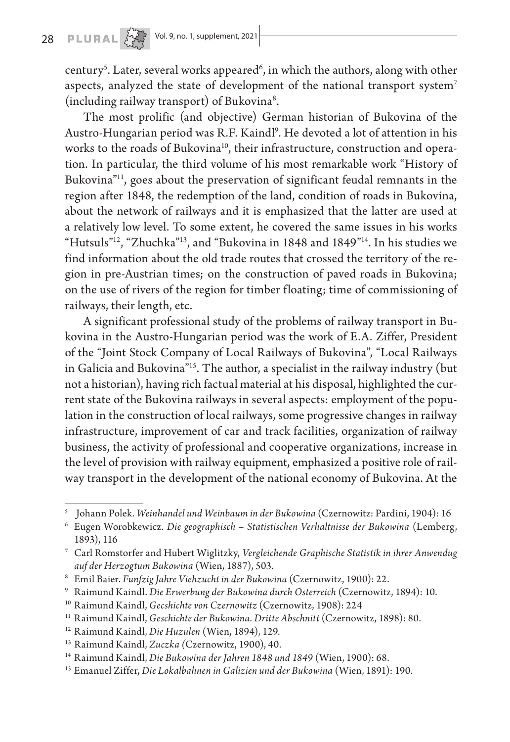century[5]. Later, several works appeared[6], in which the authors, along with other aspects, analyzed the state of development of the national transport system[7] (including railway transport) of Bukovina[8].

The most prolific (and objective) German historian of Bukovina of the Austro-Hungarian period was R.F. Kaindl[9]. He devoted a lot of attention in his works to the roads of Bukovina[10], their infrastructure, construction and operation. In particular, the third volume of his most remarkable work "History of Bukovina"[11], goes about the preservation of significant feudal remnants in the region after 1848, the redemption of the land, condition of roads in Bukovina, about the network of railways and it is emphasized that the latter are used at a relatively low level. To some extent, he covered the same issues in his works "Hutsuls"[12], "Zhuchka"[13], and "Bukovina in 1848 and 1849"[14]. In his studies we find information about the old trade routes that crossed the territory of the region in pre-Austrian times; on the construction of paved roads in Bukovina; on the use of rivers of the region for timber floating; time of commissioning of railways, their length, etc.

A significant professional study of the problems of railway transport in Bukovina in the Austro-Hungarian period was the work of E.A. Ziffer, President of the "Joint Stock Company of Local Railways of Bukovina", "Local Railways in Galicia and Bukovina"[15]. The author, a specialist in the railway industry (but not a historian), having rich factual material at his disposal, highlighted the current state of the Bukovina railways in several aspects: employment of the population in the construction of local railways, some progressive changes in railway infrastructure, improvement of car and track facilities, organization of railway business, the activity of professional and cooperative organizations, increase in the level of provision with railway equipment, emphasized a positive role of railway transport in the development of the national economy of Bukovina. At the

---

[5] Johann Polek. *Weinhandel und Weinbaum in der Bukowina* (Czernowitz: Pardini, 1904): 16

[6] Eugen Worobkewicz. *Die geographisch – Statistischen Verhaltnisse der Bukowina* (Lemberg, 1893), 116

[7] Carl Romstorfer and Hubert Wiglitzky, *Vergleichende Graphische Statistik in ihrer Anwendug auf der Herzogtum Bukowina* (Wien, 1887), 503.

[8] Emil Baier. *Funfzig Jahre Viehzucht in der Bukowina* (Czernowitz, 1900): 22.

[9] Raimund Kaindl. *Die Erwerbung der Bukowina durch Osterreich* (Czernowitz, 1894): 10.

[10] Raimund Kaindl, *Gecshichte von Czernowitz* (Czernowitz, 1908): 224

[11] Raimund Kaindl, *Geschichte der Bukowina. Dritte Abschnitt* (Czernowitz, 1898): 80.

[12] Raimund Kaindl, *Die Huzulen* (Wien, 1894), 129.

[13] Raimund Kaindl, *Zuczka (*Czernowitz, 1900), 40.

[14] Raimund Kaindl, *Die Bukowina der Jahren 1848 und 1849* (Wien, 1900): 68.

[15] Emanuel Ziffer, *Die Lokalbahnen in Galizien und der Bukowina* (Wien, 1891): 190.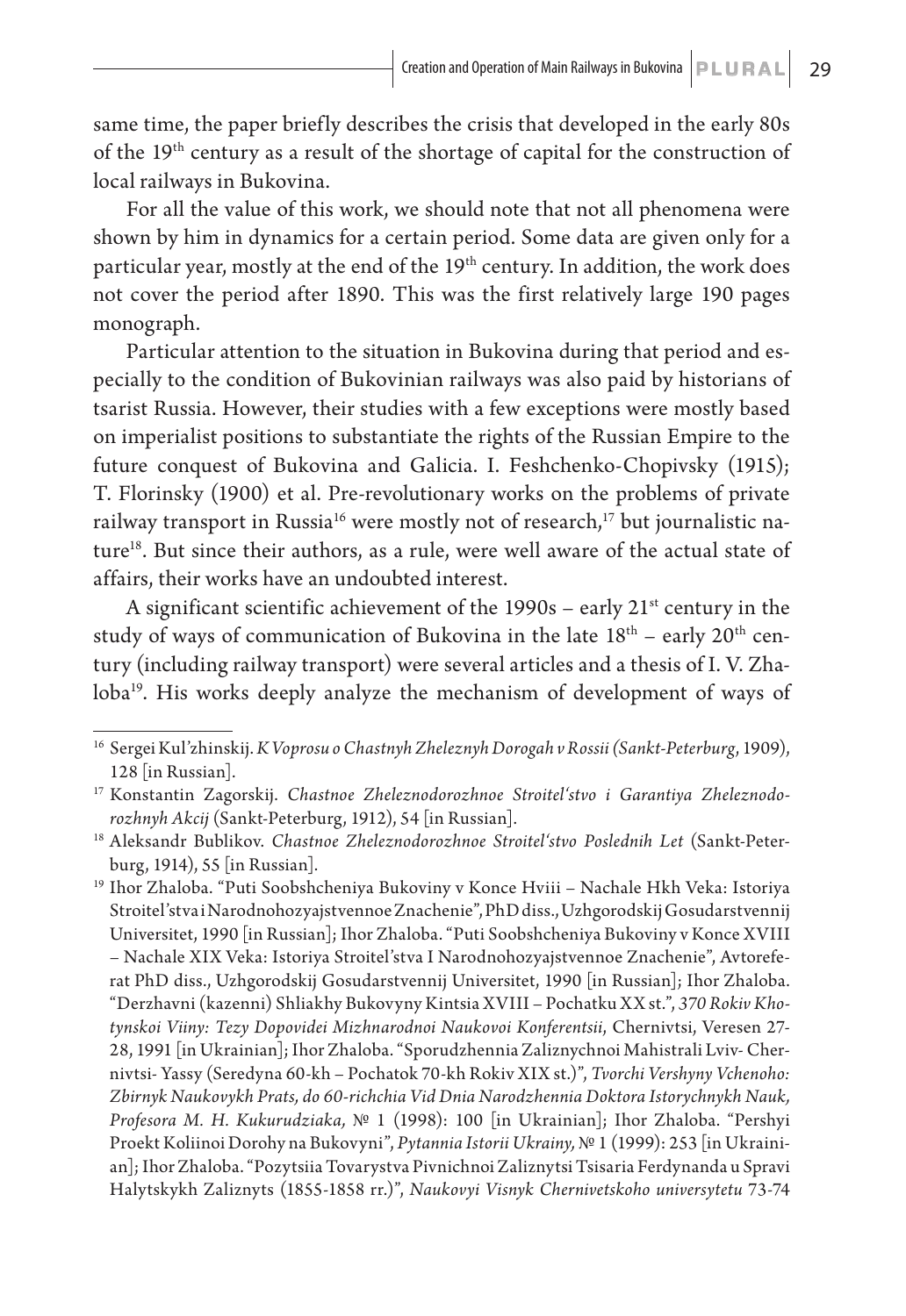same time, the paper briefly describes the crisis that developed in the early 80s of the 19th century as a result of the shortage of capital for the construction of local railways in Bukovina.

For all the value of this work, we should note that not all phenomena were shown by him in dynamics for a certain period. Some data are given only for a particular year, mostly at the end of the 19th century. In addition, the work does not cover the period after 1890. This was the first relatively large 190 pages monograph.

Particular attention to the situation in Bukovina during that period and especially to the condition of Bukovinian railways was also paid by historians of tsarist Russia. However, their studies with a few exceptions were mostly based on imperialist positions to substantiate the rights of the Russian Empire to the future conquest of Bukovina and Galicia. I. Feshchenko-Chopivsky (1915); T. Florinsky (1900) et al. Pre-revolutionary works on the problems of private railway transport in Russia[16] were mostly not of research,[17] but journalistic nature[18]. But since their authors, as a rule, were well aware of the actual state of affairs, their works have an undoubted interest.

A significant scientific achievement of the 1990s – early 21st century in the study of ways of communication of Bukovina in the late 18th – early 20th century (including railway transport) were several articles and a thesis of I. V. Zhaloba[19]. His works deeply analyze the mechanism of development of ways of

---

[16] Sergei Kul'zhinskij. *K Voprosu o Chastnyh Zheleznyh Dorogah v Rossii (Sankt-Peterburg*, 1909), 128 [in Russian].

[17] Konstantin Zagorskij. *Chastnoe Zheleznodorozhnoe Stroitel'stvo i Garantiya Zheleznodorozhnyh Akcij* (Sankt-Peterburg, 1912), 54 [in Russian].

[18] Aleksandr Bublikov. *Chastnoe Zheleznodorozhnoe Stroitel'stvo Poslednih Let* (Sankt-Peterburg, 1914), 55 [in Russian].

[19] Ihor Zhaloba. "Puti Soobshcheniya Bukoviny v Konce Hviii – Nachale Hkh Veka: Istoriya Stroitel'stva i Narodnohozyajstvennoe Znachenie", PhD diss., Uzhgorodskij Gosudarstvennij Universitet, 1990 [in Russian]; Ihor Zhaloba. "Puti Soobshcheniya Bukoviny v Konce XVIII – Nachale XIX Veka: Istoriya Stroitel'stva I Narodnohozyajstvennoe Znachenie", Avtoreferat PhD diss., Uzhgorodskij Gosudarstvennij Universitet, 1990 [in Russian]; Ihor Zhaloba. "Derzhavni (kazenni) Shliakhy Bukovyny Kintsia XVIII – Pochatku XX st.", *370 Rokiv Khotynskoi Viiny: Tezy Dopovidei Mizhnarodnoi Naukovoi Konferentsii*, Chernivtsi, Veresen 27-28, 1991 [in Ukrainian]; Ihor Zhaloba. "Sporudzhennia Zaliznychnoi Mahistrali Lviv- Chernivtsi- Yassy (Seredyna 60-kh – Pochatok 70-kh Rokiv XIX st.)", *Tvorchi Vershyny Vchenoho: Zbirnyk Naukovykh Prats, do 60-richchia Vid Dnia Narodzhennia Doktora Istorychnykh Nauk, Profesora M. H. Kukurudziaka,* № 1 (1998): 100 [in Ukrainian]; Ihor Zhaloba. "Pershyi Proekt Koliinoi Dorohy na Bukovyni", *Pytannia Istorii Ukrainy,* № 1 (1999): 253 [in Ukrainian]; Ihor Zhaloba. "Pozytsiia Tovarystva Pivnichnoi Zaliznytsi Tsisaria Ferdynanda u Spravi Halytskykh Zaliznyts (1855-1858 rr.)", *Naukovyi Visnyk Chernivetskoho universytetu* 73-74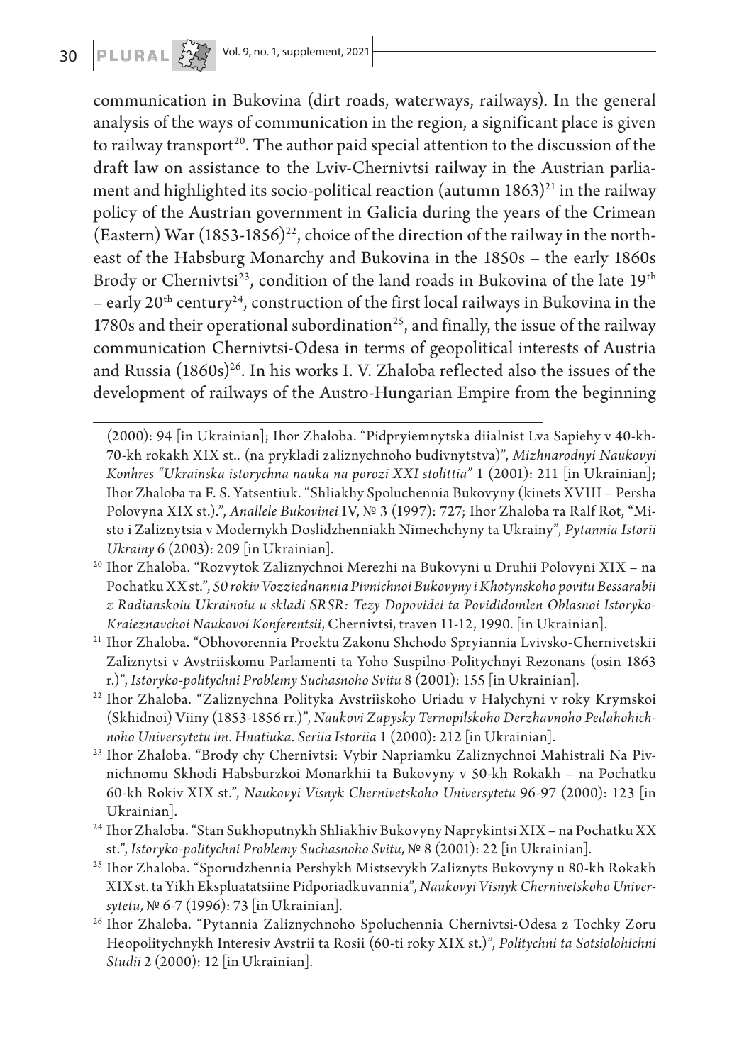communication in Bukovina (dirt roads, waterways, railways). In the general analysis of the ways of communication in the region, a significant place is given to railway transport[20]. The author paid special attention to the discussion of the draft law on assistance to the Lviv-Chernivtsi railway in the Austrian parliament and highlighted its socio-political reaction (autumn 1863)[21] in the railway policy of the Austrian government in Galicia during the years of the Crimean (Eastern) War (1853-1856)[22], choice of the direction of the railway in the northeast of the Habsburg Monarchy and Bukovina in the 1850s – the early 1860s Brody or Chernivtsi[23], condition of the land roads in Bukovina of the late 19th – early 20th century[24], construction of the first local railways in Bukovina in the 1780s and their operational subordination[25], and finally, the issue of the railway communication Chernivtsi-Odesa in terms of geopolitical interests of Austria and Russia (1860s)[26]. In his works I. V. Zhaloba reflected also the issues of the development of railways of the Austro-Hungarian Empire from the beginning

(2000): 94 [in Ukrainian]; Ihor Zhaloba. "Pidpryiemnytska diialnist Lva Sapiehy v 40-kh-70-kh rokakh XIX st.. (na prykladi zaliznychnoho budivnytstva)", *Mizhnarodnyi Naukovyi Konhres "Ukrainska istorychna nauka na porozi XXI stolittia"* 1 (2001): 211 [in Ukrainian]; Ihor Zhaloba та F. S. Yatsentiuk. "Shliakhy Spoluchennia Bukovyny (kinets XVIII – Persha Polovyna XIX st.).", *Anallele Bukovinei* IV, № 3 (1997): 727; Ihor Zhaloba та Ralf Rot, "Misto i Zaliznytsia v Modernykh Doslidzhenniakh Nimechchyny ta Ukrainy", *Pytannia Istorii Ukrainy* 6 (2003): 209 [in Ukrainian].

[20] Ihor Zhaloba. "Rozvytok Zaliznychnoi Merezhi na Bukovyni u Druhii Polovyni XIX – na Pochatku XX st.", *50 rokiv Vozziednannia Pivnichnoi Bukovyny i Khotynskoho povitu Bessarabii z Radianskoiu Ukrainoiu u skladi SRSR: Tezy Dopovidei ta Povidomlen Oblasnoi Istoryko-Kraieznavchoi Naukovoi Konferentsii*, Chernivtsi, traven 11-12, 1990. [in Ukrainian].

[21] Ihor Zhaloba. "Obhovorennia Proektu Zakonu Shchodo Spryiannia Lvivsko-Chernivetskii Zaliznytsi v Avstriiskomu Parlamenti ta Yoho Suspilno-Politychnyi Rezonans (osin 1863 r.)", *Istoryko-politychni Problemy Suchasnoho Svitu* 8 (2001): 155 [in Ukrainian].

[22] Ihor Zhaloba. "Zaliznychna Polityka Avstriiskoho Uriadu v Halychyni v roky Krymskoi (Skhidnoi) Viiny (1853-1856 rr.)", *Naukovi Zapysky Ternopilskoho Derzhavnoho Pedahohichnoho Universytetu im. Hnatiuka. Seriia Istoriia* 1 (2000): 212 [in Ukrainian].

[23] Ihor Zhaloba. "Brody chy Chernivtsi: Vybir Napriamku Zaliznychnoi Mahistrali Na Pivnichnomu Skhodi Habsburzkoi Monarkhii ta Bukovyny v 50-kh Rokakh – na Pochatku 60-kh Rokiv XIX st.", *Naukovyi Visnyk Chernivetskoho Universytetu* 96-97 (2000): 123 [in Ukrainian].

[24] Ihor Zhaloba. "Stan Sukhoputnykh Shliakhiv Bukovyny Naprykintsi XIX – na Pochatku XX st.", *Istoryko-politychni Problemy Suchasnoho Svitu,* № 8 (2001): 22 [in Ukrainian].

[25] Ihor Zhaloba. "Sporudzhennia Pershykh Mistsevykh Zaliznyts Bukovyny u 80-kh Rokakh XIX st. ta Yikh Ekspluatatsiine Pidporiadkuvannia", *Naukovyi Visnyk Chernivetskoho Universytetu,* № 6-7 (1996): 73 [in Ukrainian].

[26] Ihor Zhaloba. "Pytannia Zaliznychnoho Spoluchennia Chernivtsi-Odesa z Tochky Zoru Heopolitychnykh Interesiv Avstrii ta Rosii (60-ti roky XIX st.)", *Politychni ta Sotsiolohichni Studii* 2 (2000): 12 [in Ukrainian].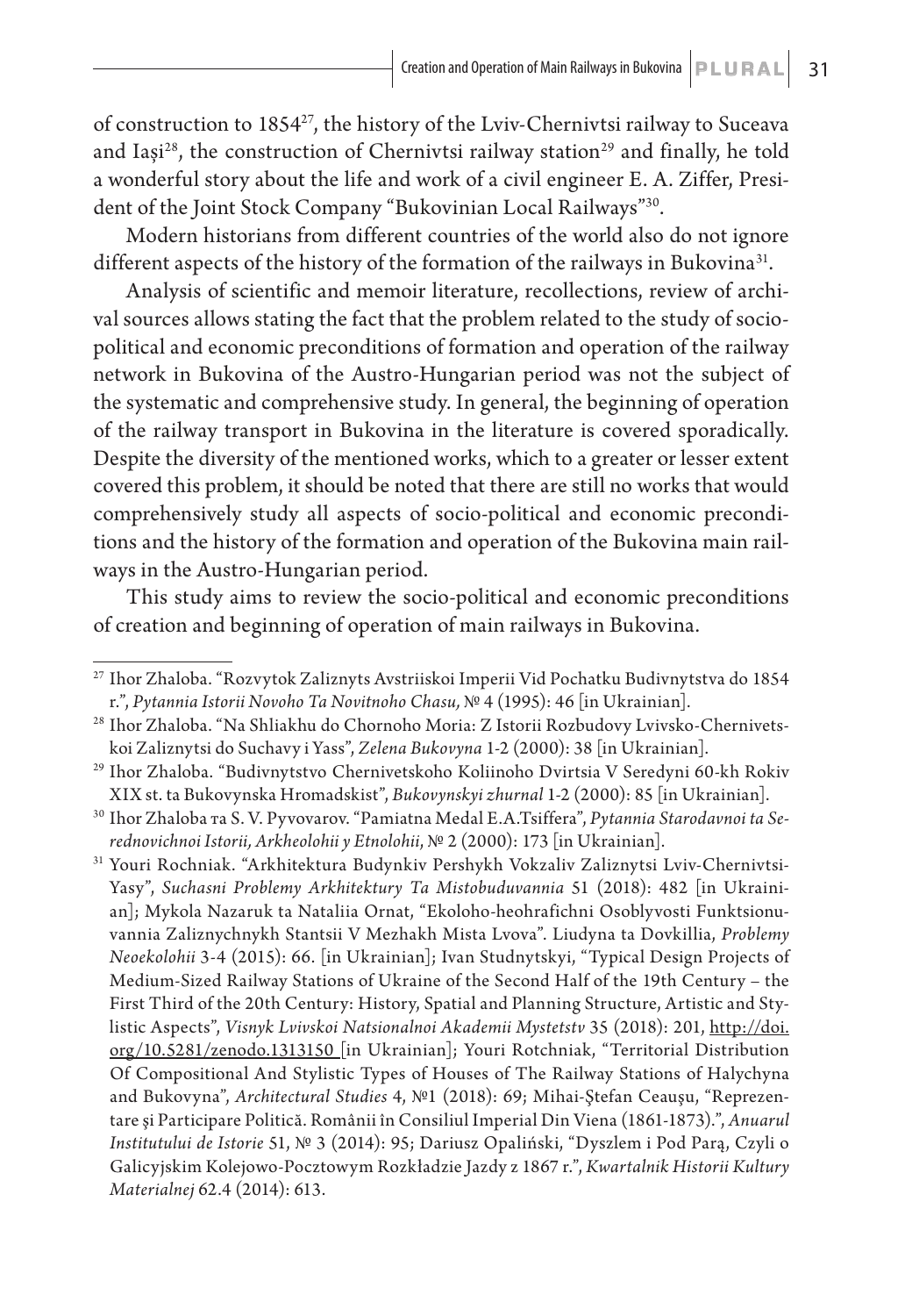of construction to 1854[27], the history of the Lviv-Chernivtsi railway to Suceava and Iași[28], the construction of Chernivtsi railway station[29] and finally, he told a wonderful story about the life and work of a civil engineer E. A. Ziffer, President of the Joint Stock Company "Bukovinian Local Railways"[30].

Modern historians from different countries of the world also do not ignore different aspects of the history of the formation of the railways in Bukovina[31].

Analysis of scientific and memoir literature, recollections, review of archival sources allows stating the fact that the problem related to the study of socio-political and economic preconditions of formation and operation of the railway network in Bukovina of the Austro-Hungarian period was not the subject of the systematic and comprehensive study. In general, the beginning of operation of the railway transport in Bukovina in the literature is covered sporadically. Despite the diversity of the mentioned works, which to a greater or lesser extent covered this problem, it should be noted that there are still no works that would comprehensively study all aspects of socio-political and economic preconditions and the history of the formation and operation of the Bukovina main railways in the Austro-Hungarian period.

This study aims to review the socio-political and economic preconditions of creation and beginning of operation of main railways in Bukovina.

---

[27] Ihor Zhaloba. "Rozvytok Zaliznyts Avstriiskoi Imperii Vid Pochatku Budivnytstva do 1854 r.", *Pytannia Istorii Novoho Ta Novitnoho Chasu,* № 4 (1995): 46 [in Ukrainian].

[28] Ihor Zhaloba. "Na Shliakhu do Chornoho Moria: Z Istorii Rozbudovy Lvivsko-Chernivetskoi Zaliznytsi do Suchavy i Yass", *Zelena Bukovyna* 1-2 (2000): 38 [in Ukrainian].

[29] Ihor Zhaloba. "Budivnytstvo Chernivetskoho Koliinoho Dvirtsia V Seredyni 60-kh Rokiv XIX st. ta Bukovynska Hromadskist", *Bukovynskyi zhurnal* 1-2 (2000): 85 [in Ukrainian].

[30] Ihor Zhaloba та S. V. Pyvovarov. "Pamiatna Medal E.A.Tsiffera", *Pytannia Starodavnoi ta Serednovichnoi Istorii, Arkheolohii y Etnolohii,* № 2 (2000): 173 [in Ukrainian].

[31] Youri Rochniak. "Arkhitektura Budynkiv Pershykh Vokzaliv Zaliznytsi Lviv-Chernivtsi-Yasy", *Suchasni Problemy Arkhitektury Ta Mistobuduvannia* 51 (2018): 482 [in Ukrainian]; Mykola Nazaruk ta Nataliia Ornat, "Ekoloho-heohrafichni Osoblyvosti Funktsionuvannia Zaliznychnykh Stantsii V Mezhakh Mista Lvova". Liudyna ta Dovkillia, *Problemy Neoekolohii* 3-4 (2015): 66. [in Ukrainian]; Ivan Studnytskyi, "Typical Design Projects of Medium-Sized Railway Stations of Ukraine of the Second Half of the 19th Century – the First Third of the 20th Century: History, Spatial and Planning Structure, Artistic and Stylistic Aspects", *Visnyk Lvivskoi Natsionalnoi Akademii Mystetstv* 35 (2018): 201, http://doi.org/10.5281/zenodo.1313150 [in Ukrainian]; Youri Rotchniak, "Territorial Distribution Of Compositional And Stylistic Types of Houses of The Railway Stations of Halychyna and Bukovyna", *Architectural Studies* 4, №1 (2018): 69; Mihai-Ștefan Ceaușu, "Reprezentare şi Participare Politică. Românii în Consiliul Imperial Din Viena (1861-1873).", *Anuarul Institutului de Istorie* 51, № 3 (2014): 95; Dariusz Opaliński, "Dyszlem i Pod Parą, Czyli o Galicyjskim Kolejowo-Pocztowym Rozkładzie Jazdy z 1867 r.", *Kwartalnik Historii Kultury Materialnej* 62.4 (2014): 613.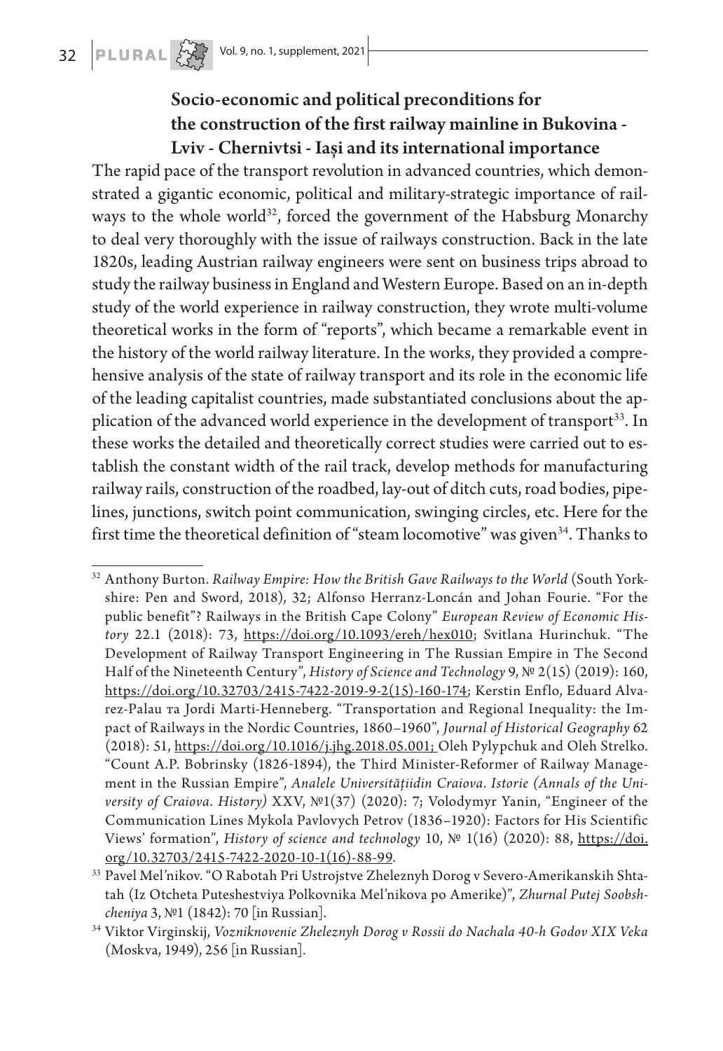## Socio-economic and political preconditions for the construction of the first railway mainline in Bukovina - Lviv - Chernivtsi - Iași and its international importance

The rapid pace of the transport revolution in advanced countries, which demonstrated a gigantic economic, political and military-strategic importance of railways to the whole world[32], forced the government of the Habsburg Monarchy to deal very thoroughly with the issue of railways construction. Back in the late 1820s, leading Austrian railway engineers were sent on business trips abroad to study the railway business in England and Western Europe. Based on an in-depth study of the world experience in railway construction, they wrote multi-volume theoretical works in the form of "reports", which became a remarkable event in the history of the world railway literature. In the works, they provided a comprehensive analysis of the state of railway transport and its role in the economic life of the leading capitalist countries, made substantiated conclusions about the application of the advanced world experience in the development of transport[33]. In these works the detailed and theoretically correct studies were carried out to establish the constant width of the rail track, develop methods for manufacturing railway rails, construction of the roadbed, lay-out of ditch cuts, road bodies, pipelines, junctions, switch point communication, swinging circles, etc. Here for the first time the theoretical definition of "steam locomotive" was given[34]. Thanks to

---

[32] Anthony Burton. *Railway Empire: How the British Gave Railways to the World* (South Yorkshire: Pen and Sword, 2018), 32; Alfonso Herranz-Loncán and Johan Fourie. "For the public benefit"? Railways in the British Cape Colony" *European Review of Economic History* 22.1 (2018): 73, https://doi.org/10.1093/ereh/hex010; Svitlana Hurinchuk. "The Development of Railway Transport Engineering in The Russian Empire in The Second Half of the Nineteenth Century", *History of Science and Technology* 9, № 2(15) (2019): 160, https://doi.org/10.32703/2415-7422-2019-9-2(15)-160-174; Kerstin Enflo, Eduard Alvarez-Palau та Jordi Marti-Henneberg. "Transportation and Regional Inequality: the Impact of Railways in the Nordic Countries, 1860–1960", *Journal of Historical Geography* 62 (2018): 51, https://doi.org/10.1016/j.jhg.2018.05.001; Oleh Pylypchuk and Oleh Strelko. "Count A.P. Bobrinsky (1826-1894), the Third Minister-Reformer of Railway Management in the Russian Empire", *Analele Universitățiidin Craiova. Istorie (Annals of the University of Craiova. History)* XXV, №1(37) (2020): 7; Volodymyr Yanin, "Engineer of the Communication Lines Mykola Pavlovych Petrov (1836–1920): Factors for His Scientific Views' formation", *History of science and technology* 10, № 1(16) (2020): 88, https://doi.org/10.32703/2415-7422-2020-10-1(16)-88-99.

[33] Pavel Mel'nikov. "O Rabotah Pri Ustrojstve Zheleznyh Dorog v Severo-Amerikanskih Shtatah (Iz Otcheta Puteshestviya Polkovnika Mel'nikova po Amerike)", *Zhurnal Putej Soobshcheniya* 3, №1 (1842): 70 [in Russian].

[34] Viktor Virginskij, *Vozniknovenie Zheleznyh Dorog v Rossii do Nachala 40-h Godov XIX Veka* (Moskva, 1949), 256 [in Russian].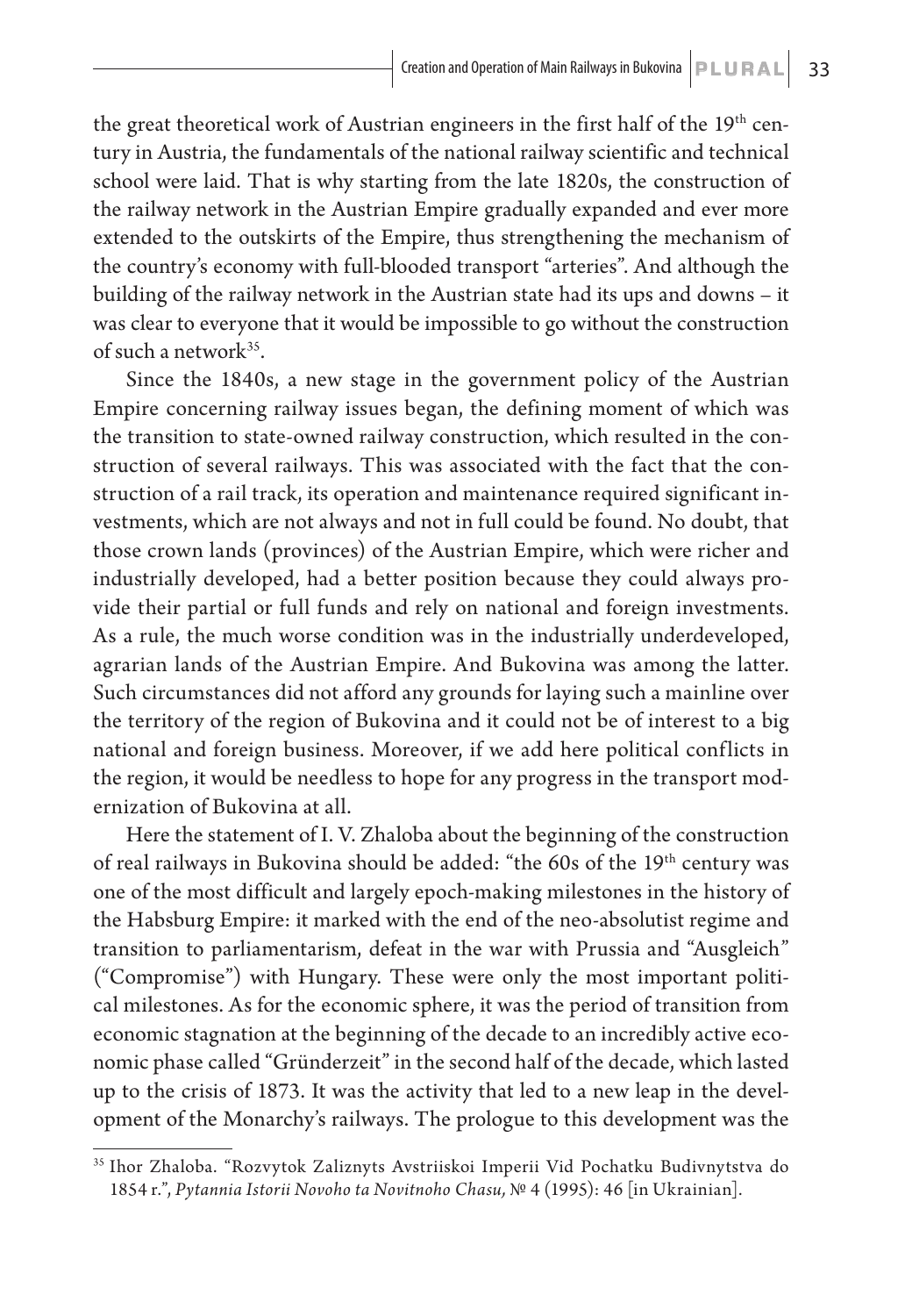the great theoretical work of Austrian engineers in the first half of the 19th century in Austria, the fundamentals of the national railway scientific and technical school were laid. That is why starting from the late 1820s, the construction of the railway network in the Austrian Empire gradually expanded and ever more extended to the outskirts of the Empire, thus strengthening the mechanism of the country's economy with full-blooded transport "arteries". And although the building of the railway network in the Austrian state had its ups and downs – it was clear to everyone that it would be impossible to go without the construction of such a network[35].

Since the 1840s, a new stage in the government policy of the Austrian Empire concerning railway issues began, the defining moment of which was the transition to state-owned railway construction, which resulted in the construction of several railways. This was associated with the fact that the construction of a rail track, its operation and maintenance required significant investments, which are not always and not in full could be found. No doubt, that those crown lands (provinces) of the Austrian Empire, which were richer and industrially developed, had a better position because they could always provide their partial or full funds and rely on national and foreign investments. As a rule, the much worse condition was in the industrially underdeveloped, agrarian lands of the Austrian Empire. And Bukovina was among the latter. Such circumstances did not afford any grounds for laying such a mainline over the territory of the region of Bukovina and it could not be of interest to a big national and foreign business. Moreover, if we add here political conflicts in the region, it would be needless to hope for any progress in the transport modernization of Bukovina at all.

Here the statement of I. V. Zhaloba about the beginning of the construction of real railways in Bukovina should be added: "the 60s of the 19th century was one of the most difficult and largely epoch-making milestones in the history of the Habsburg Empire: it marked with the end of the neo-absolutist regime and transition to parliamentarism, defeat in the war with Prussia and "Ausgleich" ("Compromise") with Hungary. These were only the most important political milestones. As for the economic sphere, it was the period of transition from economic stagnation at the beginning of the decade to an incredibly active economic phase called "Gründerzeit" in the second half of the decade, which lasted up to the crisis of 1873. It was the activity that led to a new leap in the development of the Monarchy's railways. The prologue to this development was the

---

[35] Ihor Zhaloba. "Rozvytok Zaliznyts Avstriiskoi Imperii Vid Pochatku Budivnytstva do 1854 r.", *Pytannia Istorii Novoho ta Novitnoho Chasu,* № 4 (1995): 46 [in Ukrainian].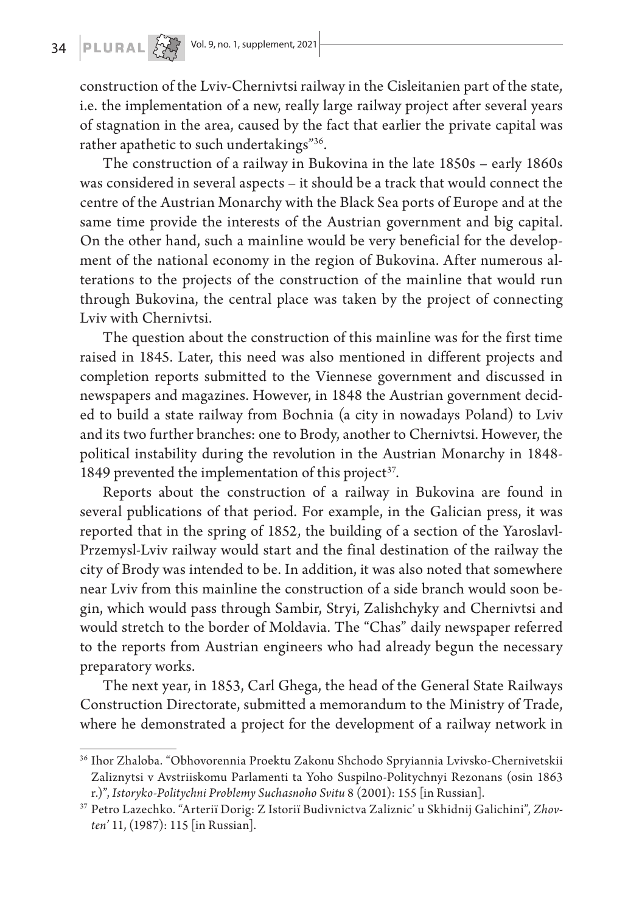construction of the Lviv-Chernivtsi railway in the Cisleitanien part of the state, i.e. the implementation of a new, really large railway project after several years of stagnation in the area, caused by the fact that earlier the private capital was rather apathetic to such undertakings"[36].

The construction of a railway in Bukovina in the late 1850s – early 1860s was considered in several aspects – it should be a track that would connect the centre of the Austrian Monarchy with the Black Sea ports of Europe and at the same time provide the interests of the Austrian government and big capital. On the other hand, such a mainline would be very beneficial for the development of the national economy in the region of Bukovina. After numerous alterations to the projects of the construction of the mainline that would run through Bukovina, the central place was taken by the project of connecting Lviv with Chernivtsi.

The question about the construction of this mainline was for the first time raised in 1845. Later, this need was also mentioned in different projects and completion reports submitted to the Viennese government and discussed in newspapers and magazines. However, in 1848 the Austrian government decided to build a state railway from Bochnia (a city in nowadays Poland) to Lviv and its two further branches: one to Brody, another to Chernivtsi. However, the political instability during the revolution in the Austrian Monarchy in 1848-1849 prevented the implementation of this project[37].

Reports about the construction of a railway in Bukovina are found in several publications of that period. For example, in the Galician press, it was reported that in the spring of 1852, the building of a section of the Yaroslavl-Przemysl-Lviv railway would start and the final destination of the railway the city of Brody was intended to be. In addition, it was also noted that somewhere near Lviv from this mainline the construction of a side branch would soon begin, which would pass through Sambir, Stryi, Zalishchyky and Chernivtsi and would stretch to the border of Moldavia. The "Chas" daily newspaper referred to the reports from Austrian engineers who had already begun the necessary preparatory works.

The next year, in 1853, Carl Ghega, the head of the General State Railways Construction Directorate, submitted a memorandum to the Ministry of Trade, where he demonstrated a project for the development of a railway network in

---

[36] Ihor Zhaloba. "Obhovorennia Proektu Zakonu Shchodo Spryiannia Lvivsko-Chernivetskii Zaliznytsi v Avstriiskomu Parlamenti ta Yoho Suspilno-Politychnyi Rezonans (osin 1863 r.)", *Istoryko-Politychni Problemy Suchasnoho Svitu* 8 (2001): 155 [in Russian].

[37] Petro Lazechko. "Arteriï Dorig: Z Istoriï Budivnictva Zaliznic' u Skhidnij Galichini", *Zhovten'* 11, (1987): 115 [in Russian].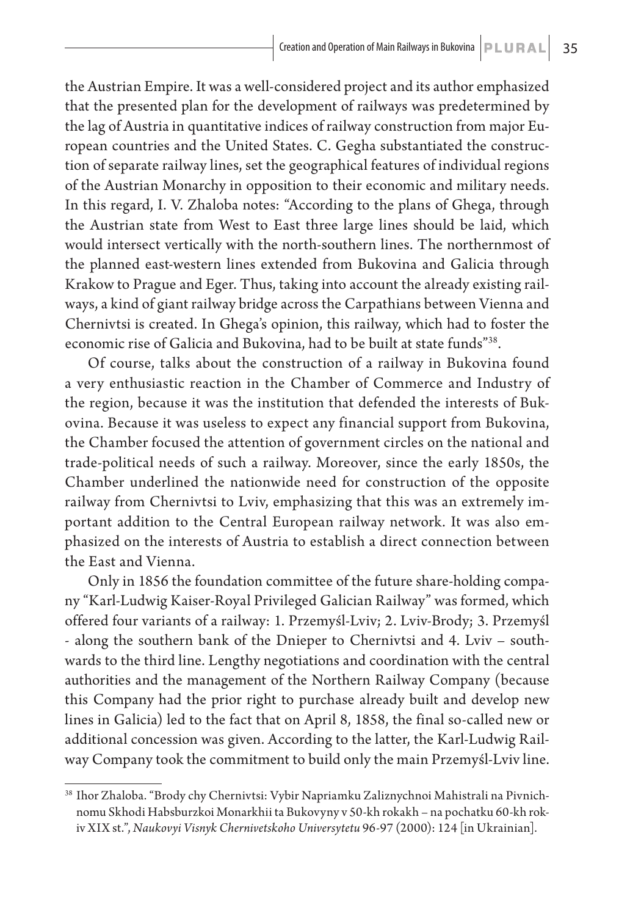the Austrian Empire. It was a well-considered project and its author emphasized that the presented plan for the development of railways was predetermined by the lag of Austria in quantitative indices of railway construction from major European countries and the United States. C. Gegha substantiated the construction of separate railway lines, set the geographical features of individual regions of the Austrian Monarchy in opposition to their economic and military needs. In this regard, I. V. Zhaloba notes: "According to the plans of Ghega, through the Austrian state from West to East three large lines should be laid, which would intersect vertically with the north-southern lines. The northernmost of the planned east-western lines extended from Bukovina and Galicia through Krakow to Prague and Eger. Thus, taking into account the already existing railways, a kind of giant railway bridge across the Carpathians between Vienna and Chernivtsi is created. In Ghega's opinion, this railway, which had to foster the economic rise of Galicia and Bukovina, had to be built at state funds"[38].

Of course, talks about the construction of a railway in Bukovina found a very enthusiastic reaction in the Chamber of Commerce and Industry of the region, because it was the institution that defended the interests of Bukovina. Because it was useless to expect any financial support from Bukovina, the Chamber focused the attention of government circles on the national and trade-political needs of such a railway. Moreover, since the early 1850s, the Chamber underlined the nationwide need for construction of the opposite railway from Chernivtsi to Lviv, emphasizing that this was an extremely important addition to the Central European railway network. It was also emphasized on the interests of Austria to establish a direct connection between the East and Vienna.

Only in 1856 the foundation committee of the future share-holding company "Karl-Ludwig Kaiser-Royal Privileged Galician Railway" was formed, which offered four variants of a railway: 1. Przemyśl-Lviv; 2. Lviv-Brody; 3. Przemyśl - along the southern bank of the Dnieper to Chernivtsi and 4. Lviv – southwards to the third line. Lengthy negotiations and coordination with the central authorities and the management of the Northern Railway Company (because this Company had the prior right to purchase already built and develop new lines in Galicia) led to the fact that on April 8, 1858, the final so-called new or additional concession was given. According to the latter, the Karl-Ludwig Railway Company took the commitment to build only the main Przemyśl-Lviv line.

[38] Ihor Zhaloba. "Brody chy Chernivtsi: Vybir Napriamku Zaliznychnoi Mahistrali na Pivnichnomu Skhodi Habsburzkoi Monarkhii ta Bukovyny v 50-kh rokakh – na pochatku 60-kh rokiv XIX st.", *Naukovyi Visnyk Chernivetskoho Universytetu* 96-97 (2000): 124 [in Ukrainian].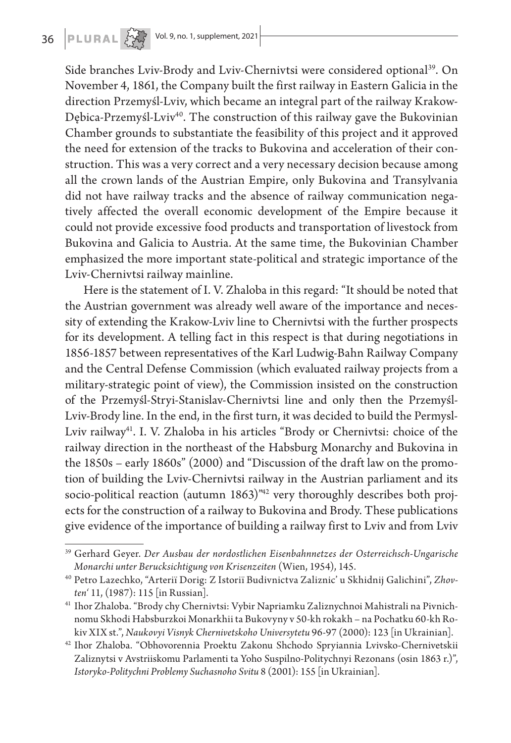Side branches Lviv-Brody and Lviv-Chernivtsi were considered optional[39]. On November 4, 1861, the Company built the first railway in Eastern Galicia in the direction Przemyśl-Lviv, which became an integral part of the railway Krakow-Dębica-Przemyśl-Lviv[40]. The construction of this railway gave the Bukovinian Chamber grounds to substantiate the feasibility of this project and it approved the need for extension of the tracks to Bukovina and acceleration of their construction. This was a very correct and a very necessary decision because among all the crown lands of the Austrian Empire, only Bukovina and Transylvania did not have railway tracks and the absence of railway communication negatively affected the overall economic development of the Empire because it could not provide excessive food products and transportation of livestock from Bukovina and Galicia to Austria. At the same time, the Bukovinian Chamber emphasized the more important state-political and strategic importance of the Lviv-Chernivtsi railway mainline.

Here is the statement of I. V. Zhaloba in this regard: "It should be noted that the Austrian government was already well aware of the importance and necessity of extending the Krakow-Lviv line to Chernivtsi with the further prospects for its development. A telling fact in this respect is that during negotiations in 1856-1857 between representatives of the Karl Ludwig-Bahn Railway Company and the Central Defense Commission (which evaluated railway projects from a military-strategic point of view), the Commission insisted on the construction of the Przemyśl-Stryi-Stanislav-Chernivtsi line and only then the Przemyśl-Lviv-Brody line. In the end, in the first turn, it was decided to build the Permysl-Lviv railway[41]. I. V. Zhaloba in his articles "Brody or Chernivtsi: choice of the railway direction in the northeast of the Habsburg Monarchy and Bukovina in the 1850s – early 1860s" (2000) and "Discussion of the draft law on the promotion of building the Lviv-Chernivtsi railway in the Austrian parliament and its socio-political reaction (autumn 1863)"[42] very thoroughly describes both projects for the construction of a railway to Bukovina and Brody. These publications give evidence of the importance of building a railway first to Lviv and from Lviv

---

[39] Gerhard Geyer. *Der Ausbau der nordostlichen Eisenbahnnetzes der Osterreichsch-Ungarische Monarchi unter Berucksichtigung von Krisenzeiten* (Wien, 1954), 145.

[40] Petro Lazechko, "Arteriï Dorig: Z Istoriï Budivnictva Zaliznic' u Skhidnij Galichini", *Zhovten'* 11, (1987): 115 [in Russian].

[41] Ihor Zhaloba. "Brody chy Chernivtsi: Vybir Napriamku Zaliznychnoi Mahistrali na Pivnichnomu Skhodi Habsburzkoi Monarkhii ta Bukovyny v 50-kh rokakh – na Pochatku 60-kh Rokiv XIX st.", *Naukovyi Visnyk Chernivetskoho Universytetu* 96-97 (2000): 123 [in Ukrainian].

[42] Ihor Zhaloba. "Obhovorennia Proektu Zakonu Shchodo Spryiannia Lvivsko-Chernivetskii Zaliznytsi v Avstriiskomu Parlamenti ta Yoho Suspilno-Politychnyi Rezonans (osin 1863 r.)", *Istoryko-Politychni Problemy Suchasnoho Svitu* 8 (2001): 155 [in Ukrainian].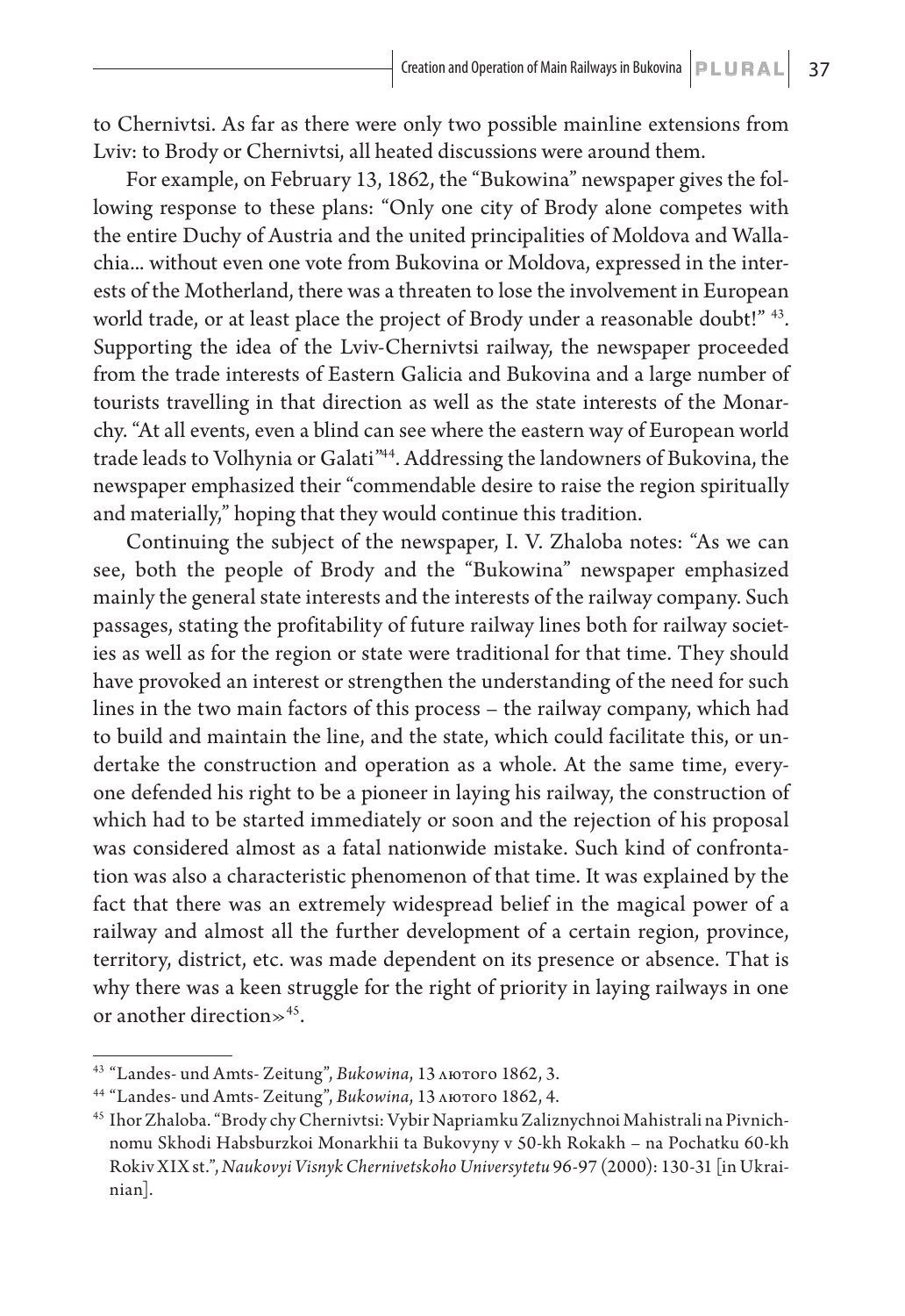to Chernivtsi. As far as there were only two possible mainline extensions from Lviv: to Brody or Chernivtsi, all heated discussions were around them.

For example, on February 13, 1862, the "Bukowina" newspaper gives the following response to these plans: "Only one city of Brody alone competes with the entire Duchy of Austria and the united principalities of Moldova and Wallachia... without even one vote from Bukovina or Moldova, expressed in the interests of the Motherland, there was a threaten to lose the involvement in European world trade, or at least place the project of Brody under a reasonable doubt!" [43]. Supporting the idea of the Lviv-Chernivtsi railway, the newspaper proceeded from the trade interests of Eastern Galicia and Bukovina and a large number of tourists travelling in that direction as well as the state interests of the Monarchy. "At all events, even a blind can see where the eastern way of European world trade leads to Volhynia or Galati"[44]. Addressing the landowners of Bukovina, the newspaper emphasized their "commendable desire to raise the region spiritually and materially," hoping that they would continue this tradition.

Continuing the subject of the newspaper, I. V. Zhaloba notes: "As we can see, both the people of Brody and the "Bukowina" newspaper emphasized mainly the general state interests and the interests of the railway company. Such passages, stating the profitability of future railway lines both for railway societies as well as for the region or state were traditional for that time. They should have provoked an interest or strengthen the understanding of the need for such lines in the two main factors of this process – the railway company, which had to build and maintain the line, and the state, which could facilitate this, or undertake the construction and operation as a whole. At the same time, everyone defended his right to be a pioneer in laying his railway, the construction of which had to be started immediately or soon and the rejection of his proposal was considered almost as a fatal nationwide mistake. Such kind of confrontation was also a characteristic phenomenon of that time. It was explained by the fact that there was an extremely widespread belief in the magical power of a railway and almost all the further development of a certain region, province, territory, district, etc. was made dependent on its presence or absence. That is why there was a keen struggle for the right of priority in laying railways in one or another direction»[45].

---

[43] "Landes- und Amts- Zeitung", *Bukowina*, 13 лютого 1862, 3.

[44] "Landes- und Amts- Zeitung", *Bukowina*, 13 лютого 1862, 4.

[45] Ihor Zhaloba. "Brody chy Chernivtsi: Vybir Napriamku Zaliznychnoi Mahistrali na Pivnichnomu Skhodi Habsburzkoi Monarkhii ta Bukovyny v 50-kh Rokakh – na Pochatku 60-kh Rokiv XIX st.", *Naukovyi Visnyk Chernivetskoho Universytetu* 96-97 (2000): 130-31 [in Ukrainian].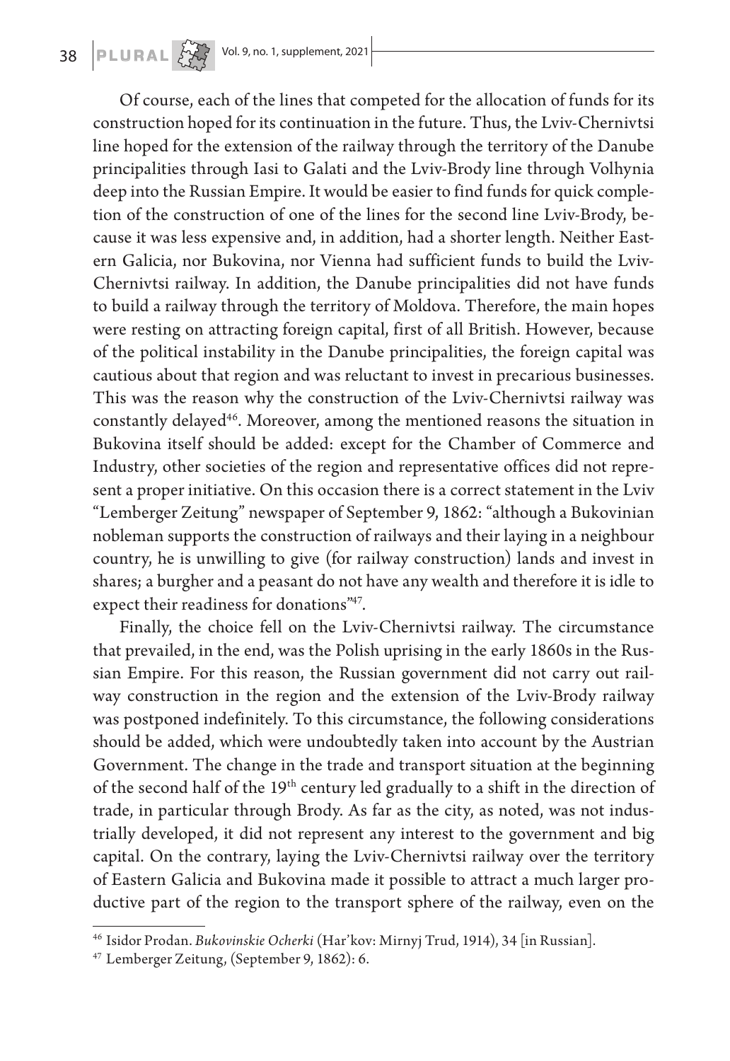Of course, each of the lines that competed for the allocation of funds for its construction hoped for its continuation in the future. Thus, the Lviv-Chernivtsi line hoped for the extension of the railway through the territory of the Danube principalities through Iasi to Galati and the Lviv-Brody line through Volhynia deep into the Russian Empire. It would be easier to find funds for quick completion of the construction of one of the lines for the second line Lviv-Brody, because it was less expensive and, in addition, had a shorter length. Neither Eastern Galicia, nor Bukovina, nor Vienna had sufficient funds to build the Lviv-Chernivtsi railway. In addition, the Danube principalities did not have funds to build a railway through the territory of Moldova. Therefore, the main hopes were resting on attracting foreign capital, first of all British. However, because of the political instability in the Danube principalities, the foreign capital was cautious about that region and was reluctant to invest in precarious businesses. This was the reason why the construction of the Lviv-Chernivtsi railway was constantly delayed[46]. Moreover, among the mentioned reasons the situation in Bukovina itself should be added: except for the Chamber of Commerce and Industry, other societies of the region and representative offices did not represent a proper initiative. On this occasion there is a correct statement in the Lviv "Lemberger Zeitung" newspaper of September 9, 1862: "although a Bukovinian nobleman supports the construction of railways and their laying in a neighbour country, he is unwilling to give (for railway construction) lands and invest in shares; a burgher and a peasant do not have any wealth and therefore it is idle to expect their readiness for donations"[47].

Finally, the choice fell on the Lviv-Chernivtsi railway. The circumstance that prevailed, in the end, was the Polish uprising in the early 1860s in the Russian Empire. For this reason, the Russian government did not carry out railway construction in the region and the extension of the Lviv-Brody railway was postponed indefinitely. To this circumstance, the following considerations should be added, which were undoubtedly taken into account by the Austrian Government. The change in the trade and transport situation at the beginning of the second half of the 19th century led gradually to a shift in the direction of trade, in particular through Brody. As far as the city, as noted, was not industrially developed, it did not represent any interest to the government and big capital. On the contrary, laying the Lviv-Chernivtsi railway over the territory of Eastern Galicia and Bukovina made it possible to attract a much larger productive part of the region to the transport sphere of the railway, even on the

---

[46] Isidor Prodan. *Bukovinskie Ocherki* (Har'kov: Mirnyj Trud, 1914), 34 [in Russian].

[47] Lemberger Zeitung, (September 9, 1862): 6.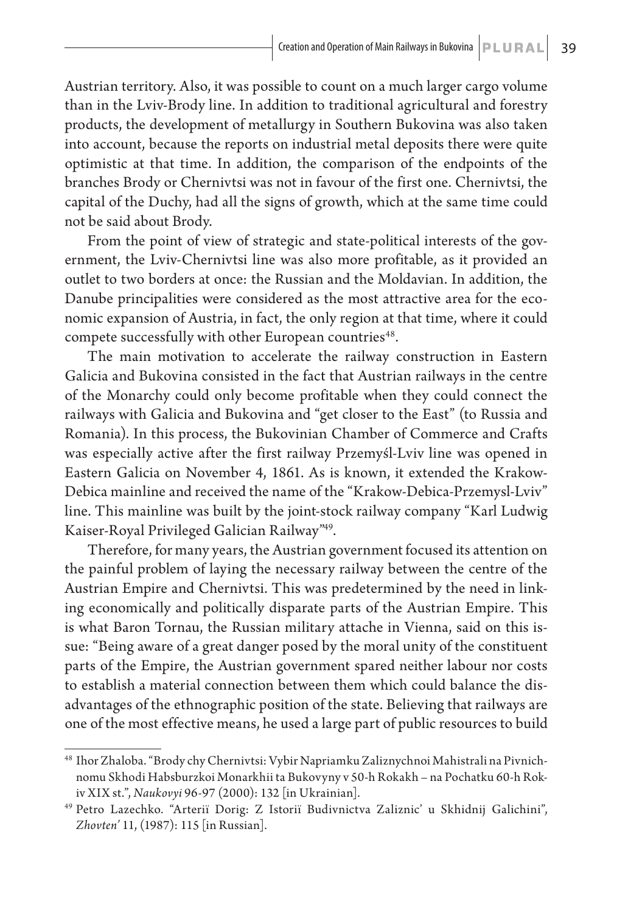Austrian territory. Also, it was possible to count on a much larger cargo volume than in the Lviv-Brody line. In addition to traditional agricultural and forestry products, the development of metallurgy in Southern Bukovina was also taken into account, because the reports on industrial metal deposits there were quite optimistic at that time. In addition, the comparison of the endpoints of the branches Brody or Chernivtsi was not in favour of the first one. Chernivtsi, the capital of the Duchy, had all the signs of growth, which at the same time could not be said about Brody.

From the point of view of strategic and state-political interests of the government, the Lviv-Chernivtsi line was also more profitable, as it provided an outlet to two borders at once: the Russian and the Moldavian. In addition, the Danube principalities were considered as the most attractive area for the economic expansion of Austria, in fact, the only region at that time, where it could compete successfully with other European countries[48].

The main motivation to accelerate the railway construction in Eastern Galicia and Bukovina consisted in the fact that Austrian railways in the centre of the Monarchy could only become profitable when they could connect the railways with Galicia and Bukovina and "get closer to the East" (to Russia and Romania). In this process, the Bukovinian Chamber of Commerce and Crafts was especially active after the first railway Przemyśl-Lviv line was opened in Eastern Galicia on November 4, 1861. As is known, it extended the Krakow-Debica mainline and received the name of the "Krakow-Debica-Przemysl-Lviv" line. This mainline was built by the joint-stock railway company "Karl Ludwig Kaiser-Royal Privileged Galician Railway"[49].

Therefore, for many years, the Austrian government focused its attention on the painful problem of laying the necessary railway between the centre of the Austrian Empire and Chernivtsi. This was predetermined by the need in linking economically and politically disparate parts of the Austrian Empire. This is what Baron Tornau, the Russian military attache in Vienna, said on this issue: "Being aware of a great danger posed by the moral unity of the constituent parts of the Empire, the Austrian government spared neither labour nor costs to establish a material connection between them which could balance the disadvantages of the ethnographic position of the state. Believing that railways are one of the most effective means, he used a large part of public resources to build

---

[48] Ihor Zhaloba. "Brody chy Chernivtsi: Vybir Napriamku Zaliznychnoi Mahistrali na Pivnichnomu Skhodi Habsburzkoi Monarkhii ta Bukovyny v 50-h Rokakh – na Pochatku 60-h Rokiv XIX st.", *Naukovyi* 96-97 (2000): 132 [in Ukrainian].

[49] Petro Lazechko. "Arteriï Dorig: Z Istoriï Budivnictva Zaliznic' u Skhidnij Galichini", *Zhovten'* 11, (1987): 115 [in Russian].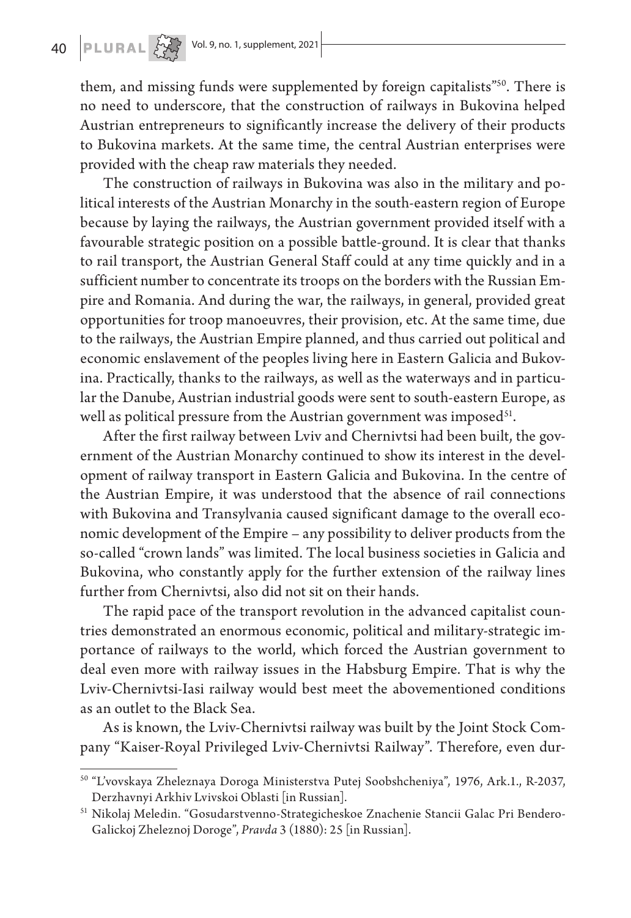them, and missing funds were supplemented by foreign capitalists"[50]. There is no need to underscore, that the construction of railways in Bukovina helped Austrian entrepreneurs to significantly increase the delivery of their products to Bukovina markets. At the same time, the central Austrian enterprises were provided with the cheap raw materials they needed.

The construction of railways in Bukovina was also in the military and political interests of the Austrian Monarchy in the south-eastern region of Europe because by laying the railways, the Austrian government provided itself with a favourable strategic position on a possible battle-ground. It is clear that thanks to rail transport, the Austrian General Staff could at any time quickly and in a sufficient number to concentrate its troops on the borders with the Russian Empire and Romania. And during the war, the railways, in general, provided great opportunities for troop manoeuvres, their provision, etc. At the same time, due to the railways, the Austrian Empire planned, and thus carried out political and economic enslavement of the peoples living here in Eastern Galicia and Bukovina. Practically, thanks to the railways, as well as the waterways and in particular the Danube, Austrian industrial goods were sent to south-eastern Europe, as well as political pressure from the Austrian government was imposed[51].

After the first railway between Lviv and Chernivtsi had been built, the government of the Austrian Monarchy continued to show its interest in the development of railway transport in Eastern Galicia and Bukovina. In the centre of the Austrian Empire, it was understood that the absence of rail connections with Bukovina and Transylvania caused significant damage to the overall economic development of the Empire – any possibility to deliver products from the so-called "crown lands" was limited. The local business societies in Galicia and Bukovina, who constantly apply for the further extension of the railway lines further from Chernivtsi, also did not sit on their hands.

The rapid pace of the transport revolution in the advanced capitalist countries demonstrated an enormous economic, political and military-strategic importance of railways to the world, which forced the Austrian government to deal even more with railway issues in the Habsburg Empire. That is why the Lviv-Chernivtsi-Iasi railway would best meet the abovementioned conditions as an outlet to the Black Sea.

As is known, the Lviv-Chernivtsi railway was built by the Joint Stock Company "Kaiser-Royal Privileged Lviv-Chernivtsi Railway". Therefore, even dur-

---

[50] "L'vovskaya Zheleznaya Doroga Ministerstva Putej Soobshcheniya", 1976, Ark.1., R-2037, Derzhavnyi Arkhiv Lvivskoi Oblasti [in Russian].

[51] Nikolaj Meledin. "Gosudarstvenno-Strategicheskoe Znachenie Stancii Galac Pri Bendero-Galickoj Zheleznoj Doroge", *Pravda* 3 (1880): 25 [in Russian].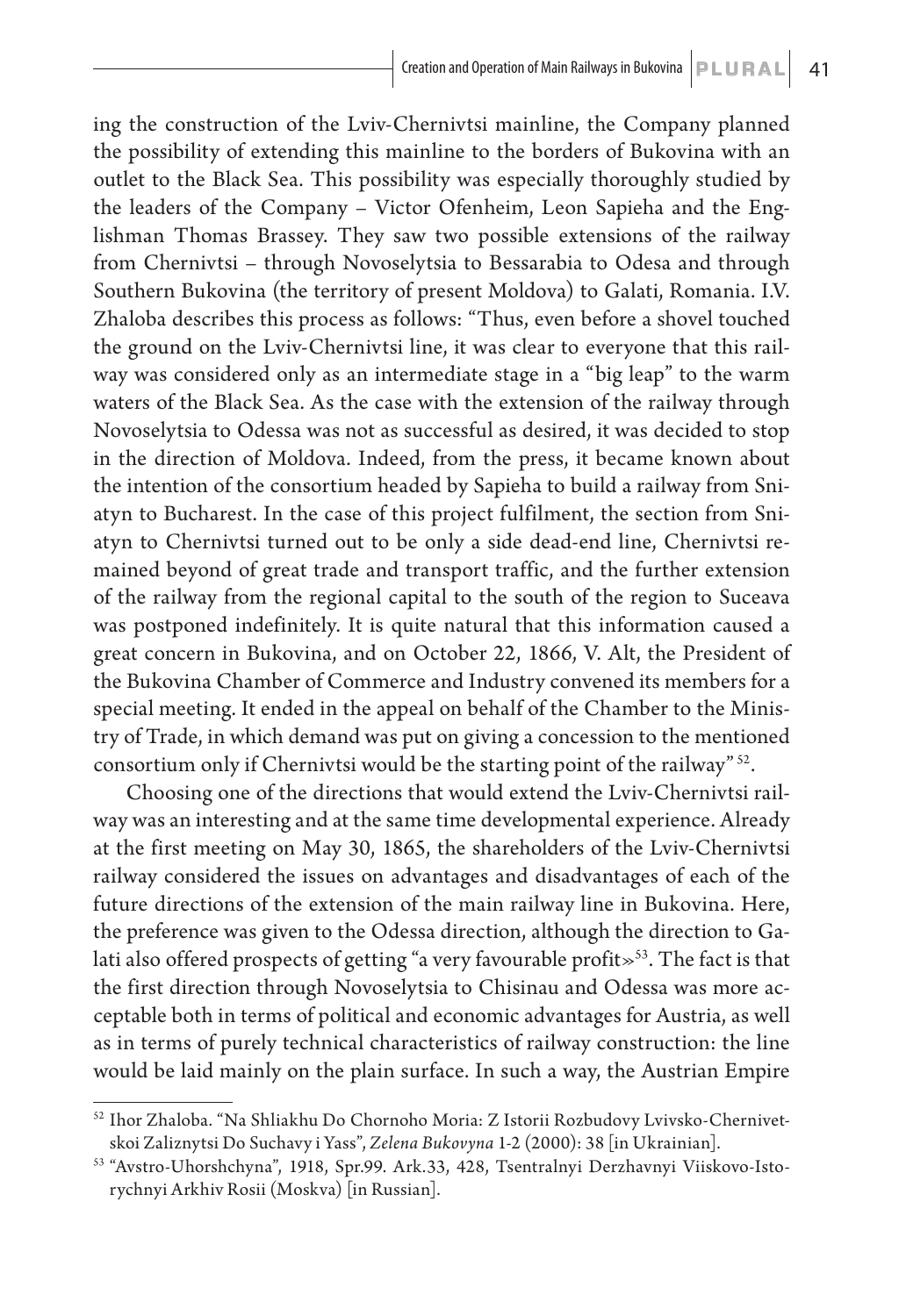ing the construction of the Lviv-Chernivtsi mainline, the Company planned the possibility of extending this mainline to the borders of Bukovina with an outlet to the Black Sea. This possibility was especially thoroughly studied by the leaders of the Company – Victor Ofenheim, Leon Sapieha and the Englishman Thomas Brassey. They saw two possible extensions of the railway from Chernivtsi – through Novoselytsia to Bessarabia to Odesa and through Southern Bukovina (the territory of present Moldova) to Galati, Romania. I.V. Zhaloba describes this process as follows: "Thus, even before a shovel touched the ground on the Lviv-Chernivtsi line, it was clear to everyone that this railway was considered only as an intermediate stage in a "big leap" to the warm waters of the Black Sea. As the case with the extension of the railway through Novoselytsia to Odessa was not as successful as desired, it was decided to stop in the direction of Moldova. Indeed, from the press, it became known about the intention of the consortium headed by Sapieha to build a railway from Sniatyn to Bucharest. In the case of this project fulfilment, the section from Sniatyn to Chernivtsi turned out to be only a side dead-end line, Chernivtsi remained beyond of great trade and transport traffic, and the further extension of the railway from the regional capital to the south of the region to Suceava was postponed indefinitely. It is quite natural that this information caused a great concern in Bukovina, and on October 22, 1866, V. Alt, the President of the Bukovina Chamber of Commerce and Industry convened its members for a special meeting. It ended in the appeal on behalf of the Chamber to the Ministry of Trade, in which demand was put on giving a concession to the mentioned consortium only if Chernivtsi would be the starting point of the railway" [52].

Choosing one of the directions that would extend the Lviv-Chernivtsi railway was an interesting and at the same time developmental experience. Already at the first meeting on May 30, 1865, the shareholders of the Lviv-Chernivtsi railway considered the issues on advantages and disadvantages of each of the future directions of the extension of the main railway line in Bukovina. Here, the preference was given to the Odessa direction, although the direction to Galati also offered prospects of getting "a very favourable profit»[53]. The fact is that the first direction through Novoselytsia to Chisinau and Odessa was more acceptable both in terms of political and economic advantages for Austria, as well as in terms of purely technical characteristics of railway construction: the line would be laid mainly on the plain surface. In such a way, the Austrian Empire

---

[52] Ihor Zhaloba. "Na Shliakhu Do Chornoho Moria: Z Istorii Rozbudovy Lvivsko-Chernivetskoi Zaliznytsi Do Suchavy i Yass", *Zelena Bukovyna* 1-2 (2000): 38 [in Ukrainian].

[53] "Avstro-Uhorshchyna", 1918, Spr.99. Ark.33, 428, Tsentralnyi Derzhavnyi Viiskovo-Istorychnyi Arkhiv Rosii (Moskva) [in Russian].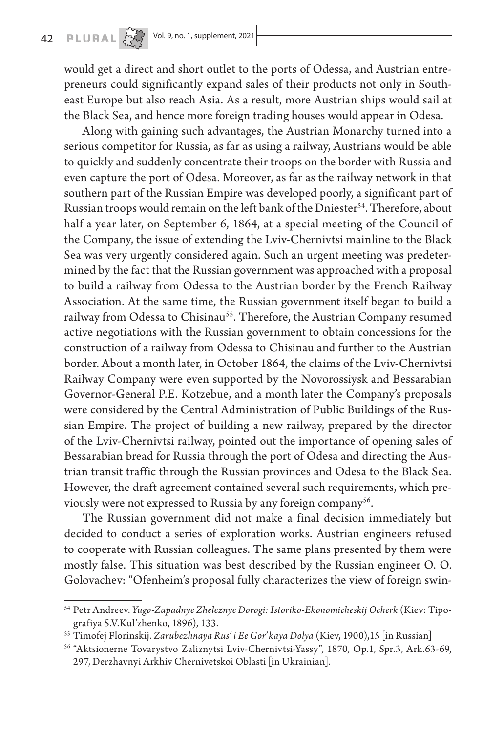would get a direct and short outlet to the ports of Odessa, and Austrian entrepreneurs could significantly expand sales of their products not only in Southeast Europe but also reach Asia. As a result, more Austrian ships would sail at the Black Sea, and hence more foreign trading houses would appear in Odesa.

Along with gaining such advantages, the Austrian Monarchy turned into a serious competitor for Russia, as far as using a railway, Austrians would be able to quickly and suddenly concentrate their troops on the border with Russia and even capture the port of Odesa. Moreover, as far as the railway network in that southern part of the Russian Empire was developed poorly, a significant part of Russian troops would remain on the left bank of the Dniester[54]. Therefore, about half a year later, on September 6, 1864, at a special meeting of the Council of the Company, the issue of extending the Lviv-Chernivtsi mainline to the Black Sea was very urgently considered again. Such an urgent meeting was predetermined by the fact that the Russian government was approached with a proposal to build a railway from Odessa to the Austrian border by the French Railway Association. At the same time, the Russian government itself began to build a railway from Odessa to Chisinau[55]. Therefore, the Austrian Company resumed active negotiations with the Russian government to obtain concessions for the construction of a railway from Odessa to Chisinau and further to the Austrian border. About a month later, in October 1864, the claims of the Lviv-Chernivtsi Railway Company were even supported by the Novorossiysk and Bessarabian Governor-General P.E. Kotzebue, and a month later the Company's proposals were considered by the Central Administration of Public Buildings of the Russian Empire. The project of building a new railway, prepared by the director of the Lviv-Chernivtsi railway, pointed out the importance of opening sales of Bessarabian bread for Russia through the port of Odesa and directing the Austrian transit traffic through the Russian provinces and Odesa to the Black Sea. However, the draft agreement contained several such requirements, which previously were not expressed to Russia by any foreign company[56].

The Russian government did not make a final decision immediately but decided to conduct a series of exploration works. Austrian engineers refused to cooperate with Russian colleagues. The same plans presented by them were mostly false. This situation was best described by the Russian engineer O. O. Golovachev: "Ofenheim's proposal fully characterizes the view of foreign swin-

---

[54] Petr Andreev. *Yugo-Zapadnye Zheleznye Dorogi: Istoriko-Ekonomicheskij Ocherk* (Kiev: Tipografiya S.V.Kul'zhenko, 1896), 133.

[55] Timofej Florinskij. *Zarubezhnaya Rus' i Ee Gor'kaya Dolya* (Kiev, 1900),15 [in Russian]

[56] "Aktsionerne Tovarystvo Zaliznytsi Lviv-Chernivtsi-Yassy", 1870, Op.1, Spr.3, Ark.63-69, 297, Derzhavnyi Arkhiv Chernivetskoi Oblasti [in Ukrainian].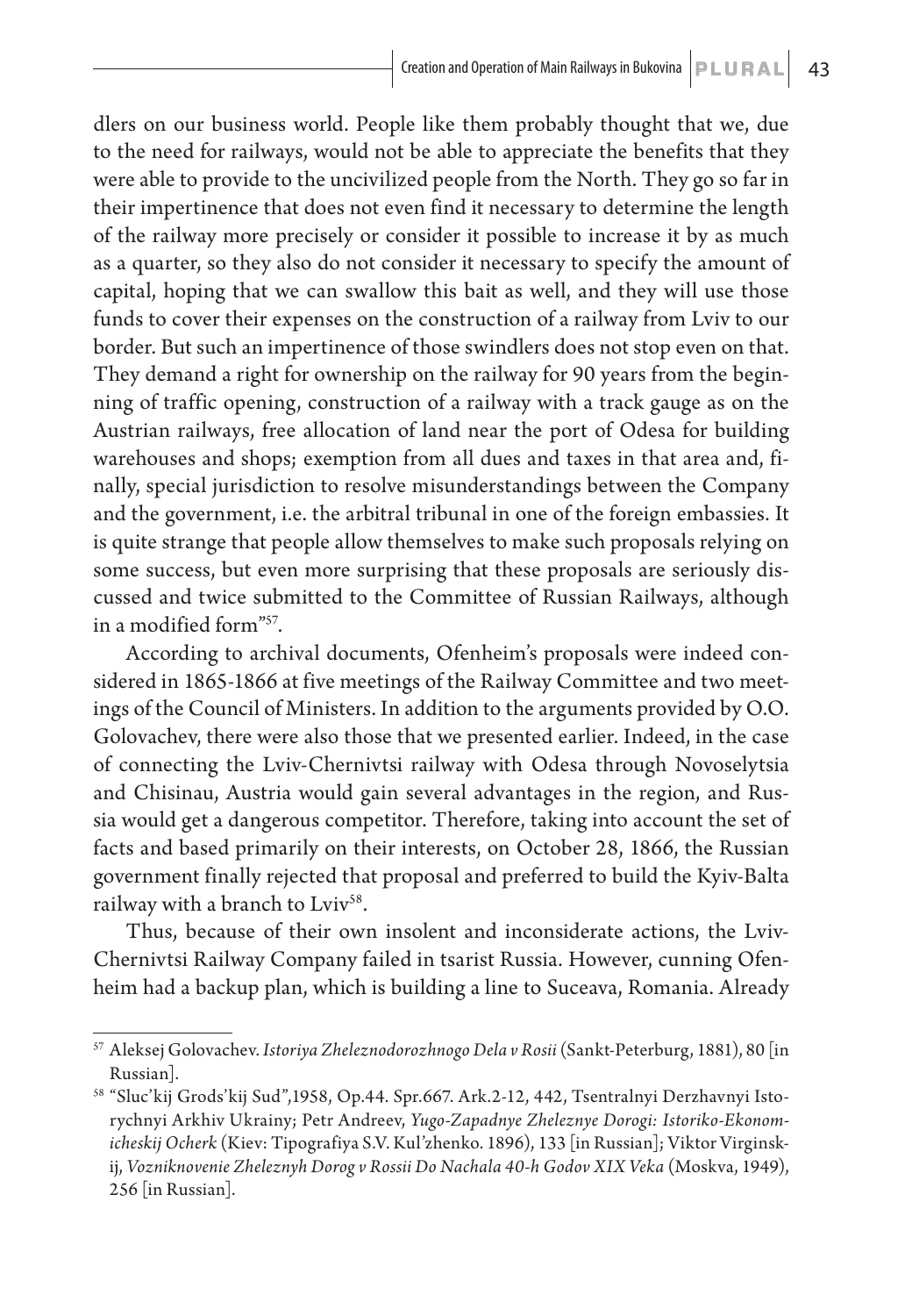dlers on our business world. People like them probably thought that we, due to the need for railways, would not be able to appreciate the benefits that they were able to provide to the uncivilized people from the North. They go so far in their impertinence that does not even find it necessary to determine the length of the railway more precisely or consider it possible to increase it by as much as a quarter, so they also do not consider it necessary to specify the amount of capital, hoping that we can swallow this bait as well, and they will use those funds to cover their expenses on the construction of a railway from Lviv to our border. But such an impertinence of those swindlers does not stop even on that. They demand a right for ownership on the railway for 90 years from the beginning of traffic opening, construction of a railway with a track gauge as on the Austrian railways, free allocation of land near the port of Odesa for building warehouses and shops; exemption from all dues and taxes in that area and, finally, special jurisdiction to resolve misunderstandings between the Company and the government, i.e. the arbitral tribunal in one of the foreign embassies. It is quite strange that people allow themselves to make such proposals relying on some success, but even more surprising that these proposals are seriously discussed and twice submitted to the Committee of Russian Railways, although in a modified form"[57].

According to archival documents, Ofenheim's proposals were indeed considered in 1865-1866 at five meetings of the Railway Committee and two meetings of the Council of Ministers. In addition to the arguments provided by O.O. Golovachev, there were also those that we presented earlier. Indeed, in the case of connecting the Lviv-Chernivtsi railway with Odesa through Novoselytsia and Chisinau, Austria would gain several advantages in the region, and Russia would get a dangerous competitor. Therefore, taking into account the set of facts and based primarily on their interests, on October 28, 1866, the Russian government finally rejected that proposal and preferred to build the Kyiv-Balta railway with a branch to Lviv[58].

Thus, because of their own insolent and inconsiderate actions, the Lviv-Chernivtsi Railway Company failed in tsarist Russia. However, cunning Ofenheim had a backup plan, which is building a line to Suceava, Romania. Already

---

[57] Aleksej Golovachev. *Istoriya Zheleznodorozhnogo Dela v Rosii* (Sankt-Peterburg, 1881), 80 [in Russian].

[58] "Sluc'kij Grods'kij Sud",1958, Op.44. Spr.667. Ark.2-12, 442, Tsentralnyi Derzhavnyi Istorychnyi Arkhiv Ukrainy; Petr Andreev, *Yugo-Zapadnye Zheleznye Dorogi: Istoriko-Ekonomicheskij Ocherk* (Kiev: Tipografiya S.V. Kul'zhenko. 1896), 133 [in Russian]; Viktor Virginskij, *Vozniknovenie Zheleznyh Dorog v Rossii Do Nachala 40-h Godov XIX Veka* (Moskva, 1949), 256 [in Russian].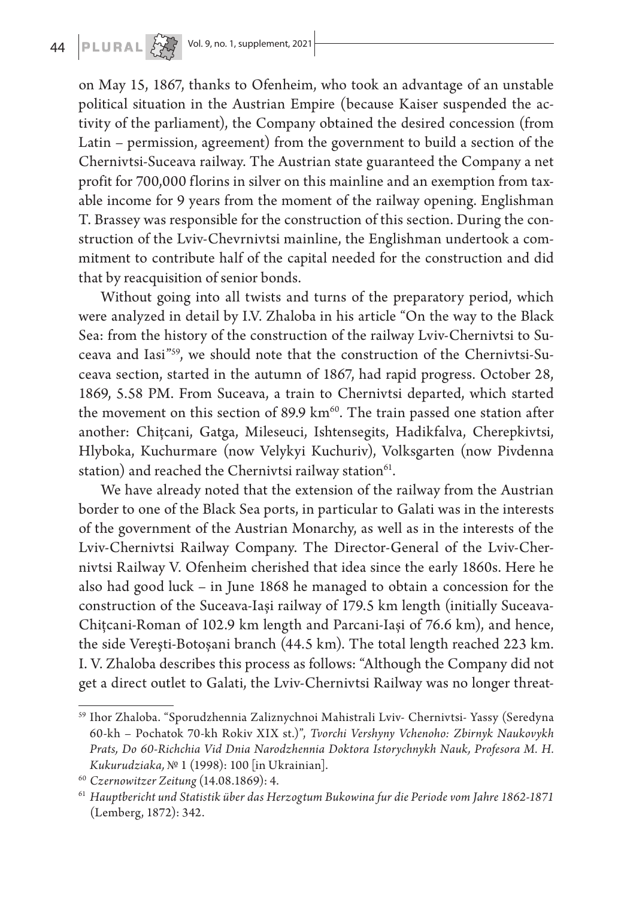on May 15, 1867, thanks to Ofenheim, who took an advantage of an unstable political situation in the Austrian Empire (because Kaiser suspended the activity of the parliament), the Company obtained the desired concession (from Latin – permission, agreement) from the government to build a section of the Chernivtsi-Suceava railway. The Austrian state guaranteed the Company a net profit for 700,000 florins in silver on this mainline and an exemption from taxable income for 9 years from the moment of the railway opening. Englishman T. Brassey was responsible for the construction of this section. During the construction of the Lviv-Chevrnivtsi mainline, the Englishman undertook a commitment to contribute half of the capital needed for the construction and did that by reacquisition of senior bonds.

Without going into all twists and turns of the preparatory period, which were analyzed in detail by I.V. Zhaloba in his article "On the way to the Black Sea: from the history of the construction of the railway Lviv-Chernivtsi to Suceava and Iasi"[59], we should note that the construction of the Chernivtsi-Suceava section, started in the autumn of 1867, had rapid progress. October 28, 1869, 5.58 PM. From Suceava, a train to Chernivtsi departed, which started the movement on this section of 89.9 km[60]. The train passed one station after another: Chițcani, Gatga, Mileseuci, Ishtensegits, Hadikfalva, Cherepkivtsi, Hlyboka, Kuchurmare (now Velykyi Kuchuriv), Volksgarten (now Pivdenna station) and reached the Chernivtsi railway station[61].

We have already noted that the extension of the railway from the Austrian border to one of the Black Sea ports, in particular to Galati was in the interests of the government of the Austrian Monarchy, as well as in the interests of the Lviv-Chernivtsi Railway Company. The Director-General of the Lviv-Chernivtsi Railway V. Ofenheim cherished that idea since the early 1860s. Here he also had good luck – in June 1868 he managed to obtain a concession for the construction of the Suceava-Iași railway of 179.5 km length (initially Suceava-Chițcani-Roman of 102.9 km length and Parcani-Iași of 76.6 km), and hence, the side Vereşti-Botoșani branch (44.5 km). The total length reached 223 km. I. V. Zhaloba describes this process as follows: "Although the Company did not get a direct outlet to Galati, the Lviv-Chernivtsi Railway was no longer threat-

---

[59] Ihor Zhaloba. "Sporudzhennia Zaliznychnoi Mahistrali Lviv- Chernivtsi- Yassy (Seredyna 60-kh – Pochatok 70-kh Rokiv XIX st.)", *Tvorchi Vershyny Vchenoho: Zbirnyk Naukovykh Prats, Do 60-Richchia Vid Dnia Narodzhennia Doktora Istorychnykh Nauk, Profesora M. H. Kukurudziaka,* № 1 (1998): 100 [in Ukrainian].

[60] *Czernowitzer Zeitung* (14.08.1869): 4.

[61] *Hauptbericht und Statistik über das Herzogtum Bukowina fur die Periode vom Jahre 1862-1871* (Lemberg, 1872): 342.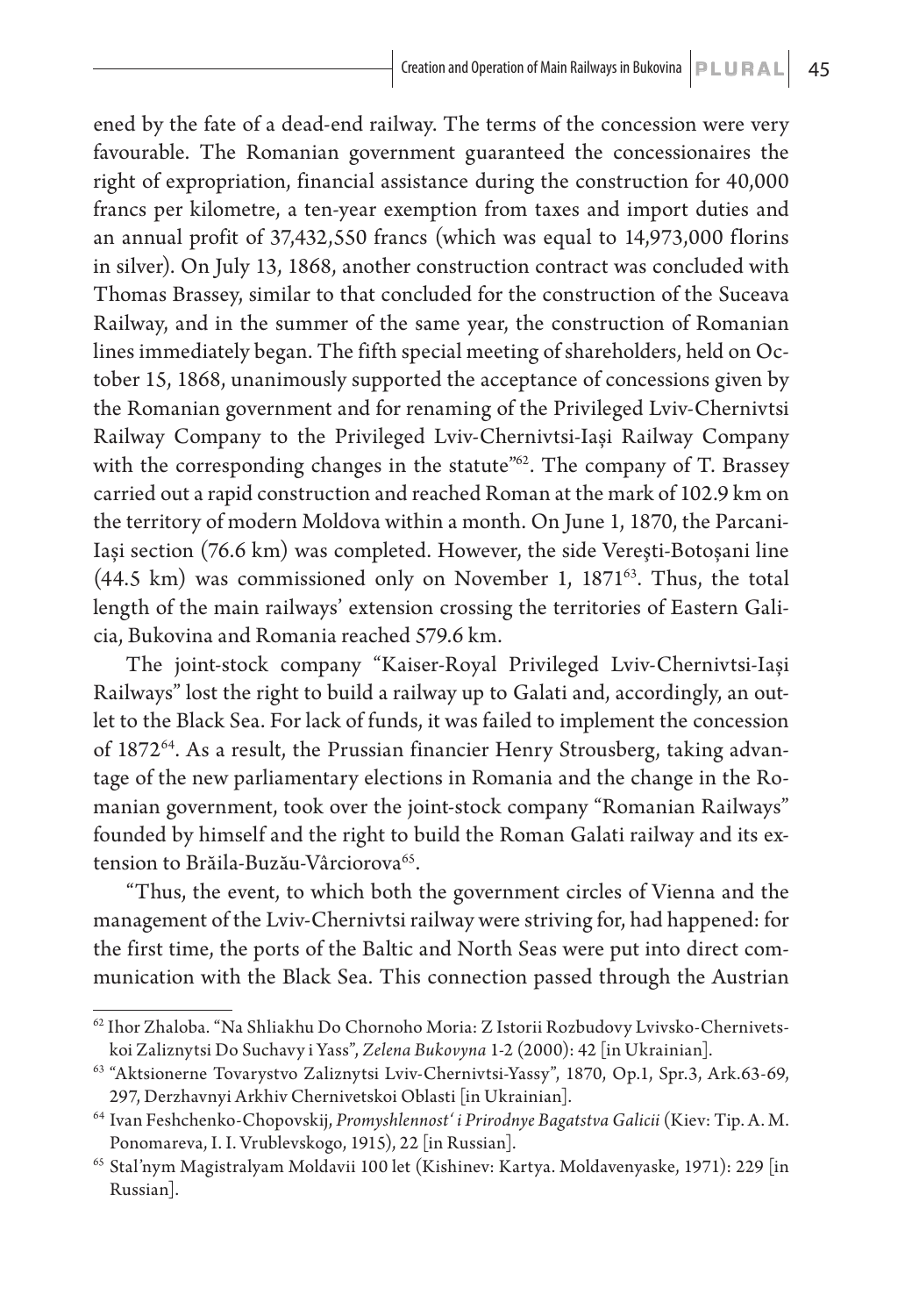ened by the fate of a dead-end railway. The terms of the concession were very favourable. The Romanian government guaranteed the concessionaires the right of expropriation, financial assistance during the construction for 40,000 francs per kilometre, a ten-year exemption from taxes and import duties and an annual profit of 37,432,550 francs (which was equal to 14,973,000 florins in silver). On July 13, 1868, another construction contract was concluded with Thomas Brassey, similar to that concluded for the construction of the Suceava Railway, and in the summer of the same year, the construction of Romanian lines immediately began. The fifth special meeting of shareholders, held on October 15, 1868, unanimously supported the acceptance of concessions given by the Romanian government and for renaming of the Privileged Lviv-Chernivtsi Railway Company to the Privileged Lviv-Chernivtsi-Iași Railway Company with the corresponding changes in the statute"[62]. The company of T. Brassey carried out a rapid construction and reached Roman at the mark of 102.9 km on the territory of modern Moldova within a month. On June 1, 1870, the Parcani-Iași section (76.6 km) was completed. However, the side Vereşti-Botoșani line (44.5 km) was commissioned only on November 1, 1871[63]. Thus, the total length of the main railways' extension crossing the territories of Eastern Galicia, Bukovina and Romania reached 579.6 km.

The joint-stock company "Kaiser-Royal Privileged Lviv-Chernivtsi-Iași Railways" lost the right to build a railway up to Galati and, accordingly, an outlet to the Black Sea. For lack of funds, it was failed to implement the concession of 1872[64]. As a result, the Prussian financier Henry Strousberg, taking advantage of the new parliamentary elections in Romania and the change in the Romanian government, took over the joint-stock company "Romanian Railways" founded by himself and the right to build the Roman Galati railway and its extension to Brăila-Buzău-Vârciorova[65].

"Thus, the event, to which both the government circles of Vienna and the management of the Lviv-Chernivtsi railway were striving for, had happened: for the first time, the ports of the Baltic and North Seas were put into direct communication with the Black Sea. This connection passed through the Austrian

---

[62] Ihor Zhaloba. "Na Shliakhu Do Chornoho Moria: Z Istorii Rozbudovy Lvivsko-Chernivetskoi Zaliznytsi Do Suchavy i Yass", *Zelena Bukovyna* 1-2 (2000): 42 [in Ukrainian].

[63] "Aktsionerne Tovarystvo Zaliznytsi Lviv-Chernivtsi-Yassy", 1870, Op.1, Spr.3, Ark.63-69, 297, Derzhavnyi Arkhiv Chernivetskoi Oblasti [in Ukrainian].

[64] Ivan Feshchenko-Chopovskij, *Promyshlennost' i Prirodnye Bagatstva Galicii* (Kiev: Tip. A. M. Ponomareva, I. I. Vrublevskogo, 1915), 22 [in Russian].

[65] Stal'nym Magistralyam Moldavii 100 let (Kishinev: Kartya. Moldavenyaske, 1971): 229 [in Russian].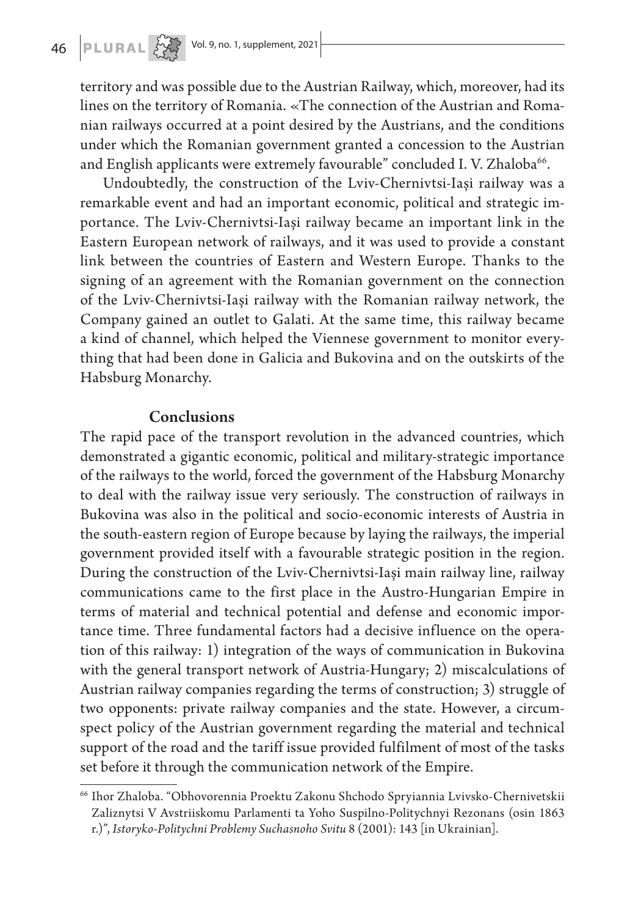territory and was possible due to the Austrian Railway, which, moreover, had its lines on the territory of Romania. «The connection of the Austrian and Romanian railways occurred at a point desired by the Austrians, and the conditions under which the Romanian government granted a concession to the Austrian and English applicants were extremely favourable" concluded I. V. Zhaloba[66].

Undoubtedly, the construction of the Lviv-Chernivtsi-Iași railway was a remarkable event and had an important economic, political and strategic importance. The Lviv-Chernivtsi-Iași railway became an important link in the Eastern European network of railways, and it was used to provide a constant link between the countries of Eastern and Western Europe. Thanks to the signing of an agreement with the Romanian government on the connection of the Lviv-Chernivtsi-Iași railway with the Romanian railway network, the Company gained an outlet to Galati. At the same time, this railway became a kind of channel, which helped the Viennese government to monitor everything that had been done in Galicia and Bukovina and on the outskirts of the Habsburg Monarchy.

## Conclusions

The rapid pace of the transport revolution in the advanced countries, which demonstrated a gigantic economic, political and military-strategic importance of the railways to the world, forced the government of the Habsburg Monarchy to deal with the railway issue very seriously. The construction of railways in Bukovina was also in the political and socio-economic interests of Austria in the south-eastern region of Europe because by laying the railways, the imperial government provided itself with a favourable strategic position in the region. During the construction of the Lviv-Chernivtsi-Iași main railway line, railway communications came to the first place in the Austro-Hungarian Empire in terms of material and technical potential and defense and economic importance time. Three fundamental factors had a decisive influence on the operation of this railway: 1) integration of the ways of communication in Bukovina with the general transport network of Austria-Hungary; 2) miscalculations of Austrian railway companies regarding the terms of construction; 3) struggle of two opponents: private railway companies and the state. However, a circumspect policy of the Austrian government regarding the material and technical support of the road and the tariff issue provided fulfilment of most of the tasks set before it through the communication network of the Empire.

---

[66] Ihor Zhaloba. "Obhovorennia Proektu Zakonu Shchodo Spryiannia Lvivsko-Chernivetskii Zaliznytsi V Avstriiskomu Parlamenti ta Yoho Suspilno-Politychnyi Rezonans (osin 1863 r.)", *Istoryko-Politychni Problemy Suchasnoho Svitu* 8 (2001): 143 [in Ukrainian].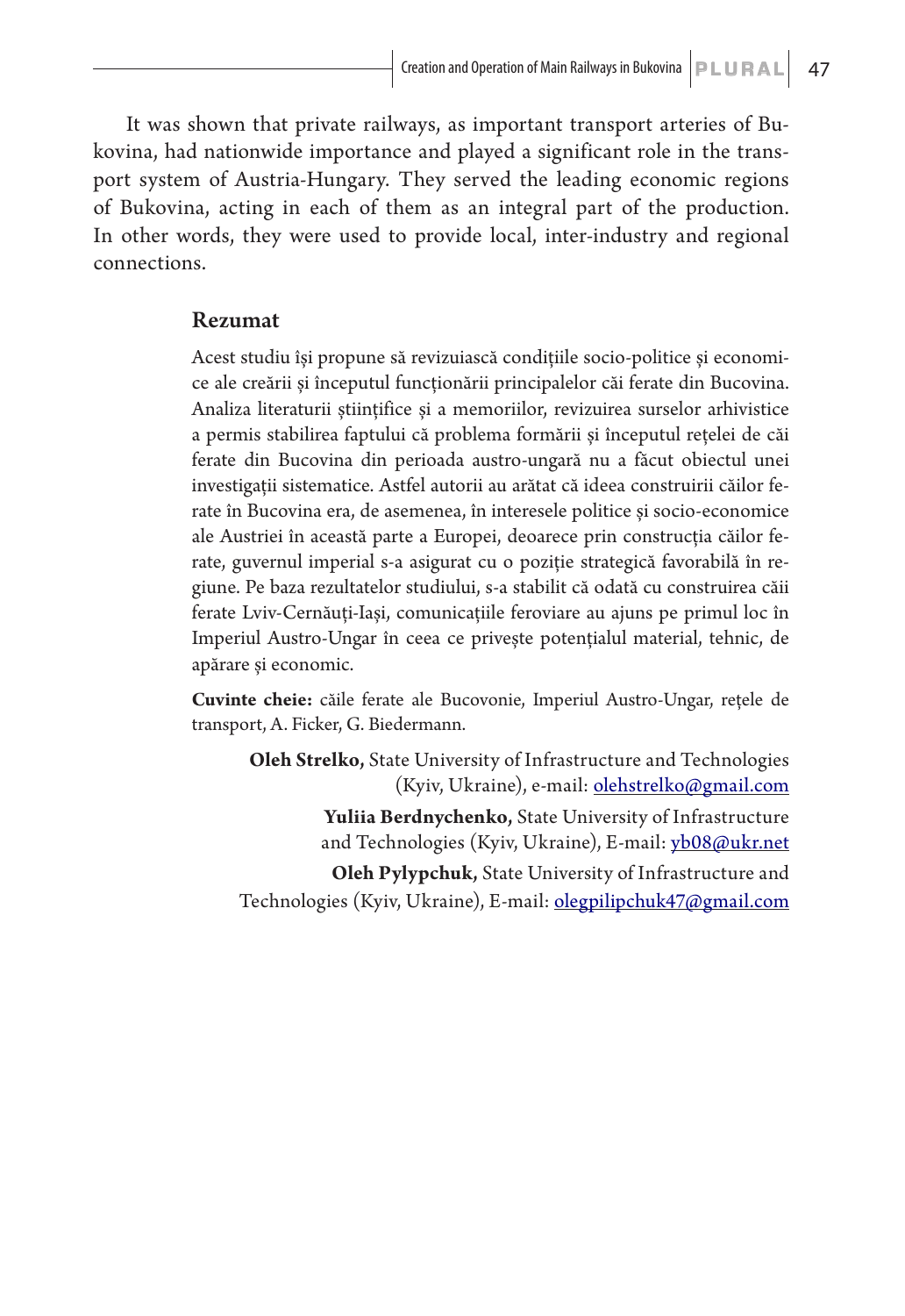It was shown that private railways, as important transport arteries of Bukovina, had nationwide importance and played a significant role in the transport system of Austria-Hungary. They served the leading economic regions of Bukovina, acting in each of them as an integral part of the production. In other words, they were used to provide local, inter-industry and regional connections.

## Rezumat

Acest studiu își propune să revizuiască condițiile socio-politice și economice ale creării și începutul funcționării principalelor căi ferate din Bucovina. Analiza literaturii științifice și a memoriilor, revizuirea surselor arhivistice a permis stabilirea faptului că problema formării și începutul rețelei de căi ferate din Bucovina din perioada austro-ungară nu a făcut obiectul unei investigații sistematice. Astfel autorii au arătat că ideea construirii căilor ferate în Bucovina era, de asemenea, în interesele politice și socio-economice ale Austriei în această parte a Europei, deoarece prin construcția căilor ferate, guvernul imperial s-a asigurat cu o poziție strategică favorabilă în regiune. Pe baza rezultatelor studiului, s-a stabilit că odată cu construirea căii ferate Lviv-Cernăuți-Iași, comunicațiile feroviare au ajuns pe primul loc în Imperiul Austro-Ungar în ceea ce privește potențialul material, tehnic, de apărare și economic.

**Cuvinte cheie:** căile ferate ale Bucovoniei, Imperiul Austro-Ungar, rețele de transport, A. Ficker, G. Biedermann.

**Oleh Strelko,** State University of Infrastructure and Technologies (Kyiv, Ukraine), e-mail: olehstrelko@gmail.com

**Yuliia Berdnychenko,** State University of Infrastructure and Technologies (Kyiv, Ukraine), E-mail: yb08@ukr.net

**Oleh Pylypchuk,** State University of Infrastructure and Technologies (Kyiv, Ukraine), E-mail: olegpilipchuk47@gmail.com